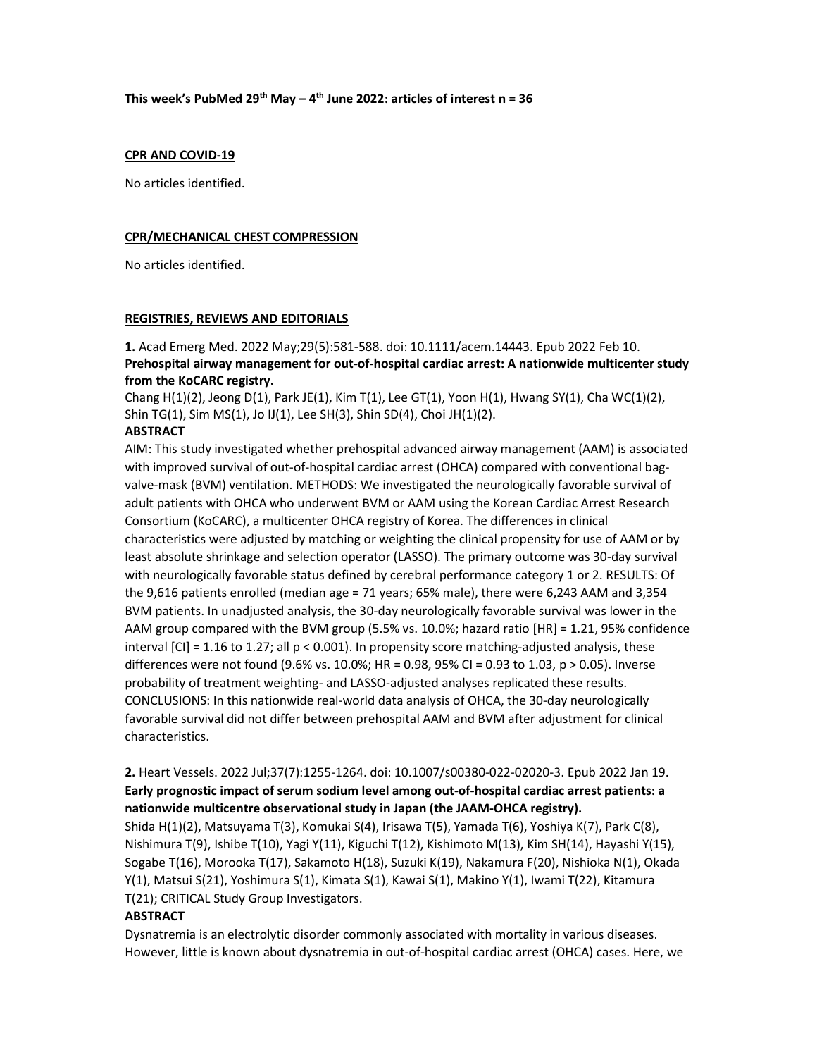**This week's PubMed 29th May – 4th June 2022: articles of interest n = 36**

**CPR AND COVID-19**

No articles identified.

**CPR/MECHANICAL CHEST COMPRESSION**

No articles identified.

**REGISTRIES, REVIEWS AND EDITORIALS**

**1.** Acad Emerg Med. 2022 May;29(5):581-588. doi: 10.1111/acem.14443. Epub 2022 Feb 10.
**Prehospital airway management for out-of-hospital cardiac arrest: A nationwide multicenter study from the KoCARC registry.**
Chang H(1)(2), Jeong D(1), Park JE(1), Kim T(1), Lee GT(1), Yoon H(1), Hwang SY(1), Cha WC(1)(2), Shin TG(1), Sim MS(1), Jo IJ(1), Lee SH(3), Shin SD(4), Choi JH(1)(2).
**ABSTRACT**
AIM: This study investigated whether prehospital advanced airway management (AAM) is associated with improved survival of out-of-hospital cardiac arrest (OHCA) compared with conventional bag-valve-mask (BVM) ventilation. METHODS: We investigated the neurologically favorable survival of adult patients with OHCA who underwent BVM or AAM using the Korean Cardiac Arrest Research Consortium (KoCARC), a multicenter OHCA registry of Korea. The differences in clinical characteristics were adjusted by matching or weighting the clinical propensity for use of AAM or by least absolute shrinkage and selection operator (LASSO). The primary outcome was 30-day survival with neurologically favorable status defined by cerebral performance category 1 or 2. RESULTS: Of the 9,616 patients enrolled (median age = 71 years; 65% male), there were 6,243 AAM and 3,354 BVM patients. In unadjusted analysis, the 30-day neurologically favorable survival was lower in the AAM group compared with the BVM group (5.5% vs. 10.0%; hazard ratio [HR] = 1.21, 95% confidence interval [CI] = 1.16 to 1.27; all $p < 0.001$). In propensity score matching-adjusted analysis, these differences were not found (9.6% vs. 10.0%; HR = 0.98, 95% CI = 0.93 to 1.03, $p > 0.05$). Inverse probability of treatment weighting- and LASSO-adjusted analyses replicated these results. CONCLUSIONS: In this nationwide real-world data analysis of OHCA, the 30-day neurologically favorable survival did not differ between prehospital AAM and BVM after adjustment for clinical characteristics.

**2.** Heart Vessels. 2022 Jul;37(7):1255-1264. doi: 10.1007/s00380-022-02020-3. Epub 2022 Jan 19.
**Early prognostic impact of serum sodium level among out-of-hospital cardiac arrest patients: a nationwide multicentre observational study in Japan (the JAAM-OHCA registry).**
Shida H(1)(2), Matsuyama T(3), Komukai S(4), Irisawa T(5), Yamada T(6), Yoshiya K(7), Park C(8), Nishimura T(9), Ishibe T(10), Yagi Y(11), Kiguchi T(12), Kishimoto M(13), Kim SH(14), Hayashi Y(15), Sogabe T(16), Morooka T(17), Sakamoto H(18), Suzuki K(19), Nakamura F(20), Nishioka N(1), Okada Y(1), Matsui S(21), Yoshimura S(1), Kimata S(1), Kawai S(1), Makino Y(1), Iwami T(22), Kitamura T(21); CRITICAL Study Group Investigators.
**ABSTRACT**
Dysnatremia is an electrolytic disorder commonly associated with mortality in various diseases. However, little is known about dysnatremia in out-of-hospital cardiac arrest (OHCA) cases. Here, we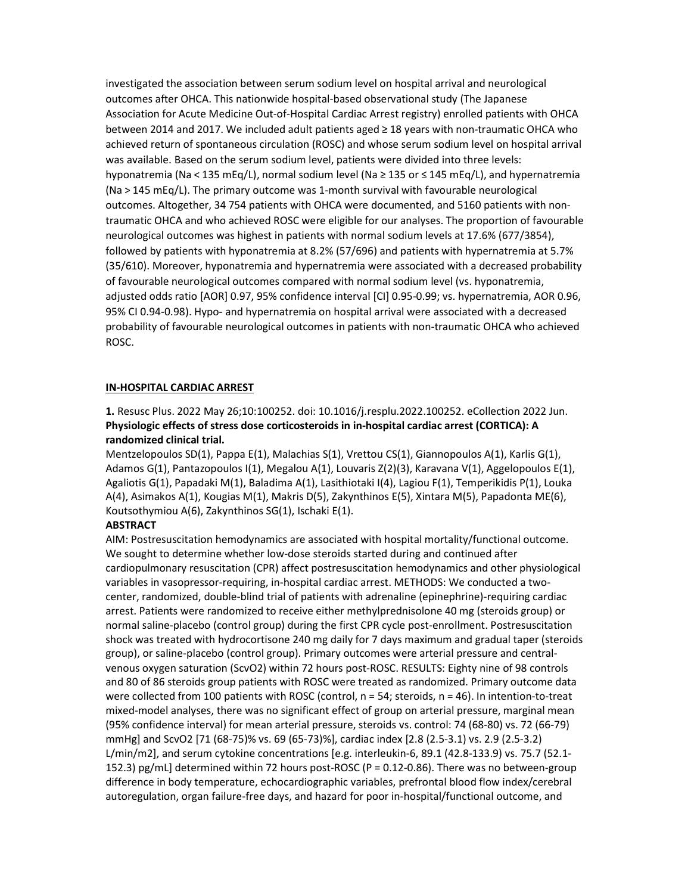investigated the association between serum sodium level on hospital arrival and neurological outcomes after OHCA. This nationwide hospital-based observational study (The Japanese Association for Acute Medicine Out-of-Hospital Cardiac Arrest registry) enrolled patients with OHCA between 2014 and 2017. We included adult patients aged ≥ 18 years with non-traumatic OHCA who achieved return of spontaneous circulation (ROSC) and whose serum sodium level on hospital arrival was available. Based on the serum sodium level, patients were divided into three levels: hyponatremia (Na < 135 mEq/L), normal sodium level (Na ≥ 135 or ≤ 145 mEq/L), and hypernatremia (Na > 145 mEq/L). The primary outcome was 1-month survival with favourable neurological outcomes. Altogether, 34 754 patients with OHCA were documented, and 5160 patients with non-traumatic OHCA and who achieved ROSC were eligible for our analyses. The proportion of favourable neurological outcomes was highest in patients with normal sodium levels at 17.6% (677/3854), followed by patients with hyponatremia at 8.2% (57/696) and patients with hypernatremia at 5.7% (35/610). Moreover, hyponatremia and hypernatremia were associated with a decreased probability of favourable neurological outcomes compared with normal sodium level (vs. hyponatremia, adjusted odds ratio [AOR] 0.97, 95% confidence interval [CI] 0.95-0.99; vs. hypernatremia, AOR 0.96, 95% CI 0.94-0.98). Hypo- and hypernatremia on hospital arrival were associated with a decreased probability of favourable neurological outcomes in patients with non-traumatic OHCA who achieved ROSC.

## IN-HOSPITAL CARDIAC ARREST

**1.** Resusc Plus. 2022 May 26;10:100252. doi: 10.1016/j.resplu.2022.100252. eCollection 2022 Jun.
**Physiologic effects of stress dose corticosteroids in in-hospital cardiac arrest (CORTICA): A randomized clinical trial.**
Mentzelopoulos SD(1), Pappa E(1), Malachias S(1), Vrettou CS(1), Giannopoulos A(1), Karlis G(1), Adamos G(1), Pantazopoulos I(1), Megalou A(1), Louvaris Z(2)(3), Karavana V(1), Aggelopoulos E(1), Agaliotis G(1), Papadaki M(1), Baladima A(1), Lasithiotaki I(4), Lagiou F(1), Temperikidis P(1), Louka A(4), Asimakos A(1), Kougias M(1), Makris D(5), Zakynthinos E(5), Xintara M(5), Papadonta ME(6), Koutsothymiou A(6), Zakynthinos SG(1), Ischaki E(1).

**ABSTRACT**

AIM: Postresuscitation hemodynamics are associated with hospital mortality/functional outcome. We sought to determine whether low-dose steroids started during and continued after cardiopulmonary resuscitation (CPR) affect postresuscitation hemodynamics and other physiological variables in vasopressor-requiring, in-hospital cardiac arrest. METHODS: We conducted a two-center, randomized, double-blind trial of patients with adrenaline (epinephrine)-requiring cardiac arrest. Patients were randomized to receive either methylprednisolone 40 mg (steroids group) or normal saline-placebo (control group) during the first CPR cycle post-enrollment. Postresuscitation shock was treated with hydrocortisone 240 mg daily for 7 days maximum and gradual taper (steroids group), or saline-placebo (control group). Primary outcomes were arterial pressure and central-venous oxygen saturation ($ScvO_2$) within 72 hours post-ROSC. RESULTS: Eighty nine of 98 controls and 80 of 86 steroids group patients with ROSC were treated as randomized. Primary outcome data were collected from 100 patients with ROSC (control, n = 54; steroids, n = 46). In intention-to-treat mixed-model analyses, there was no significant effect of group on arterial pressure, marginal mean (95% confidence interval) for mean arterial pressure, steroids vs. control: 74 (68-80) vs. 72 (66-79) mmHg] and $ScvO_2$ [71 (68-75)% vs. 69 (65-73)%], cardiac index [2.8 (2.5-3.1) vs. 2.9 (2.5-3.2) L/min/m2], and serum cytokine concentrations [e.g. interleukin-6, 89.1 (42.8-133.9) vs. 75.7 (52.1-152.3) pg/mL] determined within 72 hours post-ROSC (P = 0.12-0.86). There was no between-group difference in body temperature, echocardiographic variables, prefrontal blood flow index/cerebral autoregulation, organ failure-free days, and hazard for poor in-hospital/functional outcome, and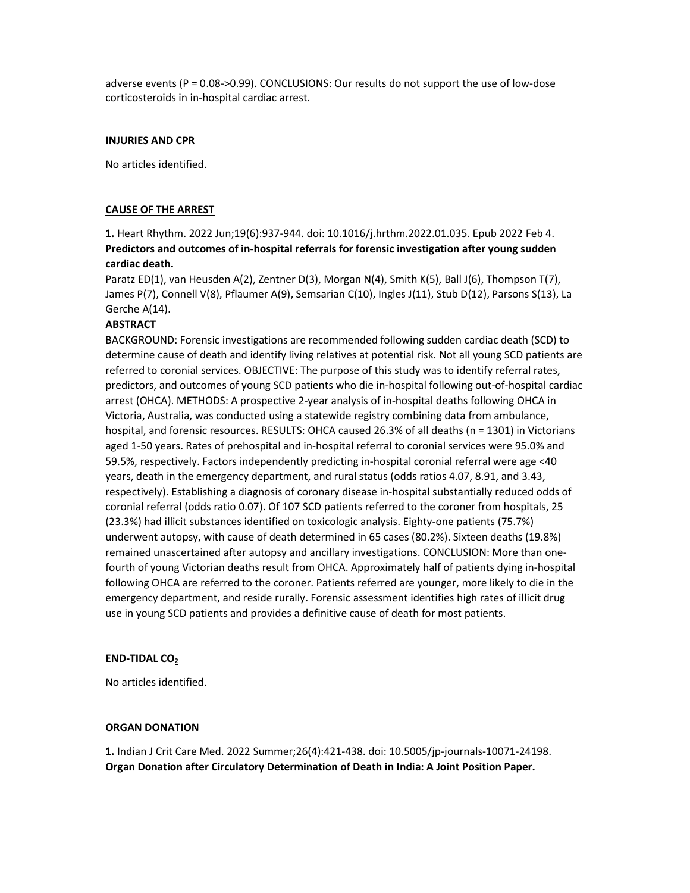adverse events (P = 0.08->0.99). CONCLUSIONS: Our results do not support the use of low-dose corticosteroids in in-hospital cardiac arrest.

## INJURIES AND CPR

No articles identified.

## CAUSE OF THE ARREST

**1.** Heart Rhythm. 2022 Jun;19(6):937-944. doi: 10.1016/j.hrthm.2022.01.035. Epub 2022 Feb 4.
**Predictors and outcomes of in-hospital referrals for forensic investigation after young sudden cardiac death.**
Paratz ED(1), van Heusden A(2), Zentner D(3), Morgan N(4), Smith K(5), Ball J(6), Thompson T(7), James P(7), Connell V(8), Pflaumer A(9), Semsarian C(10), Ingles J(11), Stub D(12), Parsons S(13), La Gerche A(14).

**ABSTRACT**

BACKGROUND: Forensic investigations are recommended following sudden cardiac death (SCD) to determine cause of death and identify living relatives at potential risk. Not all young SCD patients are referred to coronial services. OBJECTIVE: The purpose of this study was to identify referral rates, predictors, and outcomes of young SCD patients who die in-hospital following out-of-hospital cardiac arrest (OHCA). METHODS: A prospective 2-year analysis of in-hospital deaths following OHCA in Victoria, Australia, was conducted using a statewide registry combining data from ambulance, hospital, and forensic resources. RESULTS: OHCA caused 26.3% of all deaths (n = 1301) in Victorians aged 1-50 years. Rates of prehospital and in-hospital referral to coronial services were 95.0% and 59.5%, respectively. Factors independently predicting in-hospital coronial referral were age <40 years, death in the emergency department, and rural status (odds ratios 4.07, 8.91, and 3.43, respectively). Establishing a diagnosis of coronary disease in-hospital substantially reduced odds of coronial referral (odds ratio 0.07). Of 107 SCD patients referred to the coroner from hospitals, 25 (23.3%) had illicit substances identified on toxicologic analysis. Eighty-one patients (75.7%) underwent autopsy, with cause of death determined in 65 cases (80.2%). Sixteen deaths (19.8%) remained unascertained after autopsy and ancillary investigations. CONCLUSION: More than one-fourth of young Victorian deaths result from OHCA. Approximately half of patients dying in-hospital following OHCA are referred to the coroner. Patients referred are younger, more likely to die in the emergency department, and reside rurally. Forensic assessment identifies high rates of illicit drug use in young SCD patients and provides a definitive cause of death for most patients.

## END-TIDAL $CO_2$

No articles identified.

## ORGAN DONATION

**1.** Indian J Crit Care Med. 2022 Summer;26(4):421-438. doi: 10.5005/jp-journals-10071-24198.
**Organ Donation after Circulatory Determination of Death in India: A Joint Position Paper.**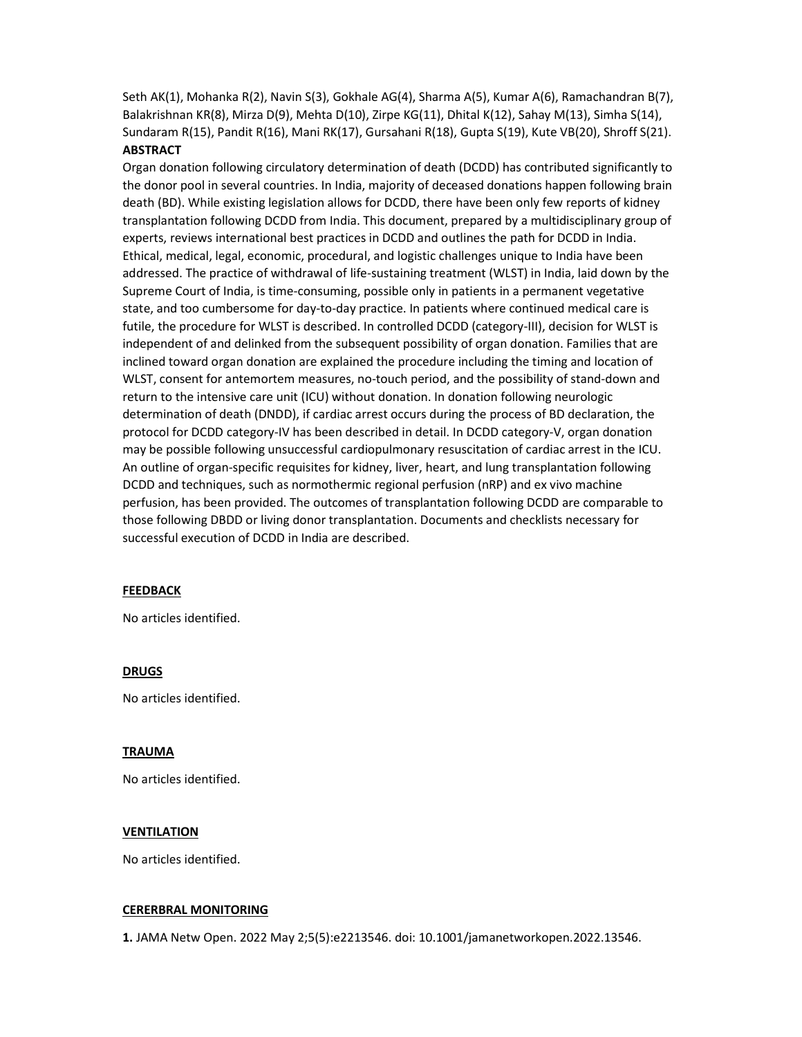Seth AK(1), Mohanka R(2), Navin S(3), Gokhale AG(4), Sharma A(5), Kumar A(6), Ramachandran B(7), Balakrishnan KR(8), Mirza D(9), Mehta D(10), Zirpe KG(11), Dhital K(12), Sahay M(13), Simha S(14), Sundaram R(15), Pandit R(16), Mani RK(17), Gursahani R(18), Gupta S(19), Kute VB(20), Shroff S(21).

**ABSTRACT**

Organ donation following circulatory determination of death (DCDD) has contributed significantly to the donor pool in several countries. In India, majority of deceased donations happen following brain death (BD). While existing legislation allows for DCDD, there have been only few reports of kidney transplantation following DCDD from India. This document, prepared by a multidisciplinary group of experts, reviews international best practices in DCDD and outlines the path for DCDD in India. Ethical, medical, legal, economic, procedural, and logistic challenges unique to India have been addressed. The practice of withdrawal of life-sustaining treatment (WLST) in India, laid down by the Supreme Court of India, is time-consuming, possible only in patients in a permanent vegetative state, and too cumbersome for day-to-day practice. In patients where continued medical care is futile, the procedure for WLST is described. In controlled DCDD (category-III), decision for WLST is independent of and delinked from the subsequent possibility of organ donation. Families that are inclined toward organ donation are explained the procedure including the timing and location of WLST, consent for antemortem measures, no-touch period, and the possibility of stand-down and return to the intensive care unit (ICU) without donation. In donation following neurologic determination of death (DNDD), if cardiac arrest occurs during the process of BD declaration, the protocol for DCDD category-IV has been described in detail. In DCDD category-V, organ donation may be possible following unsuccessful cardiopulmonary resuscitation of cardiac arrest in the ICU. An outline of organ-specific requisites for kidney, liver, heart, and lung transplantation following DCDD and techniques, such as normothermic regional perfusion (nRP) and ex vivo machine perfusion, has been provided. The outcomes of transplantation following DCDD are comparable to those following DBDD or living donor transplantation. Documents and checklists necessary for successful execution of DCDD in India are described.

## FEEDBACK

No articles identified.

## DRUGS

No articles identified.

## TRAUMA

No articles identified.

## VENTILATION

No articles identified.

## CERERBRAL MONITORING

**1.** JAMA Netw Open. 2022 May 2;5(5):e2213546. doi: 10.1001/jamanetworkopen.2022.13546.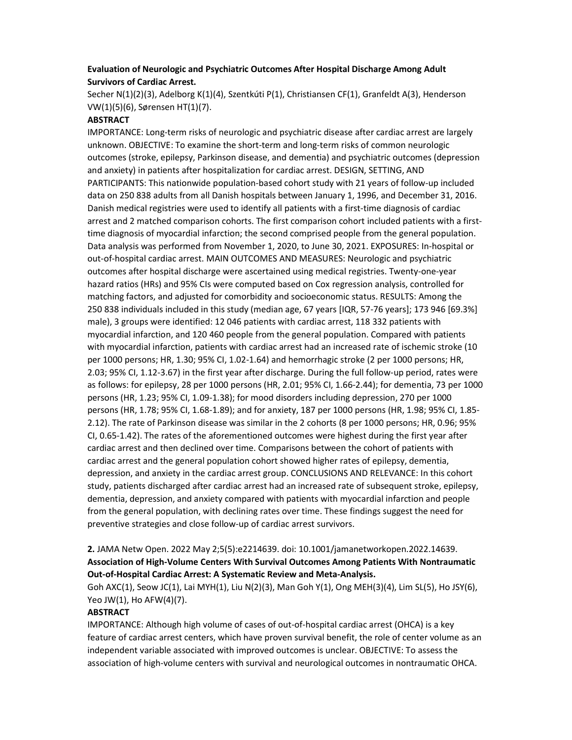**Evaluation of Neurologic and Psychiatric Outcomes After Hospital Discharge Among Adult Survivors of Cardiac Arrest.**

Secher N(1)(2)(3), Adelborg K(1)(4), Szentkúti P(1), Christiansen CF(1), Granfeldt A(3), Henderson VW(1)(5)(6), Sørensen HT(1)(7).

**ABSTRACT**

IMPORTANCE: Long-term risks of neurologic and psychiatric disease after cardiac arrest are largely unknown. OBJECTIVE: To examine the short-term and long-term risks of common neurologic outcomes (stroke, epilepsy, Parkinson disease, and dementia) and psychiatric outcomes (depression and anxiety) in patients after hospitalization for cardiac arrest. DESIGN, SETTING, AND PARTICIPANTS: This nationwide population-based cohort study with 21 years of follow-up included data on 250 838 adults from all Danish hospitals between January 1, 1996, and December 31, 2016. Danish medical registries were used to identify all patients with a first-time diagnosis of cardiac arrest and 2 matched comparison cohorts. The first comparison cohort included patients with a first-time diagnosis of myocardial infarction; the second comprised people from the general population. Data analysis was performed from November 1, 2020, to June 30, 2021. EXPOSURES: In-hospital or out-of-hospital cardiac arrest. MAIN OUTCOMES AND MEASURES: Neurologic and psychiatric outcomes after hospital discharge were ascertained using medical registries. Twenty-one-year hazard ratios (HRs) and 95% CIs were computed based on Cox regression analysis, controlled for matching factors, and adjusted for comorbidity and socioeconomic status. RESULTS: Among the 250 838 individuals included in this study (median age, 67 years [IQR, 57-76 years]; 173 946 [69.3%] male), 3 groups were identified: 12 046 patients with cardiac arrest, 118 332 patients with myocardial infarction, and 120 460 people from the general population. Compared with patients with myocardial infarction, patients with cardiac arrest had an increased rate of ischemic stroke (10 per 1000 persons; HR, 1.30; 95% CI, 1.02-1.64) and hemorrhagic stroke (2 per 1000 persons; HR, 2.03; 95% CI, 1.12-3.67) in the first year after discharge. During the full follow-up period, rates were as follows: for epilepsy, 28 per 1000 persons (HR, 2.01; 95% CI, 1.66-2.44); for dementia, 73 per 1000 persons (HR, 1.23; 95% CI, 1.09-1.38); for mood disorders including depression, 270 per 1000 persons (HR, 1.78; 95% CI, 1.68-1.89); and for anxiety, 187 per 1000 persons (HR, 1.98; 95% CI, 1.85-2.12). The rate of Parkinson disease was similar in the 2 cohorts (8 per 1000 persons; HR, 0.96; 95% CI, 0.65-1.42). The rates of the aforementioned outcomes were highest during the first year after cardiac arrest and then declined over time. Comparisons between the cohort of patients with cardiac arrest and the general population cohort showed higher rates of epilepsy, dementia, depression, and anxiety in the cardiac arrest group. CONCLUSIONS AND RELEVANCE: In this cohort study, patients discharged after cardiac arrest had an increased rate of subsequent stroke, epilepsy, dementia, depression, and anxiety compared with patients with myocardial infarction and people from the general population, with declining rates over time. These findings suggest the need for preventive strategies and close follow-up of cardiac arrest survivors.

**2.** JAMA Netw Open. 2022 May 2;5(5):e2214639. doi: 10.1001/jamanetworkopen.2022.14639.

**Association of High-Volume Centers With Survival Outcomes Among Patients With Nontraumatic Out-of-Hospital Cardiac Arrest: A Systematic Review and Meta-Analysis.**

Goh AXC(1), Seow JC(1), Lai MYH(1), Liu N(2)(3), Man Goh Y(1), Ong MEH(3)(4), Lim SL(5), Ho JSY(6), Yeo JW(1), Ho AFW(4)(7).

**ABSTRACT**

IMPORTANCE: Although high volume of cases of out-of-hospital cardiac arrest (OHCA) is a key feature of cardiac arrest centers, which have proven survival benefit, the role of center volume as an independent variable associated with improved outcomes is unclear. OBJECTIVE: To assess the association of high-volume centers with survival and neurological outcomes in nontraumatic OHCA.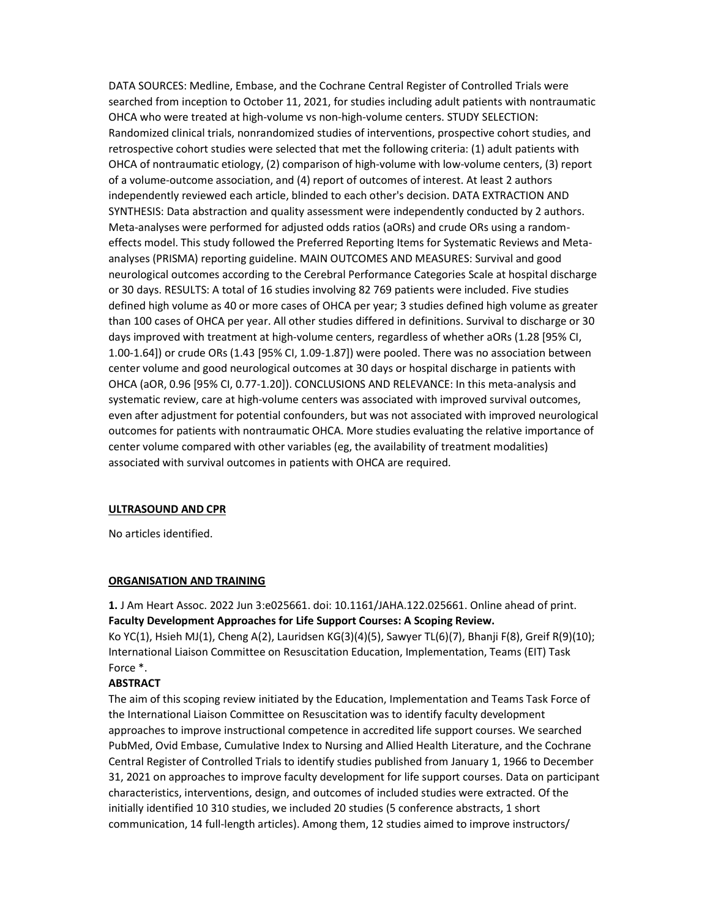DATA SOURCES: Medline, Embase, and the Cochrane Central Register of Controlled Trials were searched from inception to October 11, 2021, for studies including adult patients with nontraumatic OHCA who were treated at high-volume vs non-high-volume centers. STUDY SELECTION: Randomized clinical trials, nonrandomized studies of interventions, prospective cohort studies, and retrospective cohort studies were selected that met the following criteria: (1) adult patients with OHCA of nontraumatic etiology, (2) comparison of high-volume with low-volume centers, (3) report of a volume-outcome association, and (4) report of outcomes of interest. At least 2 authors independently reviewed each article, blinded to each other's decision. DATA EXTRACTION AND SYNTHESIS: Data abstraction and quality assessment were independently conducted by 2 authors. Meta-analyses were performed for adjusted odds ratios (aORs) and crude ORs using a random-effects model. This study followed the Preferred Reporting Items for Systematic Reviews and Meta-analyses (PRISMA) reporting guideline. MAIN OUTCOMES AND MEASURES: Survival and good neurological outcomes according to the Cerebral Performance Categories Scale at hospital discharge or 30 days. RESULTS: A total of 16 studies involving 82 769 patients were included. Five studies defined high volume as 40 or more cases of OHCA per year; 3 studies defined high volume as greater than 100 cases of OHCA per year. All other studies differed in definitions. Survival to discharge or 30 days improved with treatment at high-volume centers, regardless of whether aORs (1.28 [95% CI, 1.00-1.64]) or crude ORs (1.43 [95% CI, 1.09-1.87]) were pooled. There was no association between center volume and good neurological outcomes at 30 days or hospital discharge in patients with OHCA (aOR, 0.96 [95% CI, 0.77-1.20]). CONCLUSIONS AND RELEVANCE: In this meta-analysis and systematic review, care at high-volume centers was associated with improved survival outcomes, even after adjustment for potential confounders, but was not associated with improved neurological outcomes for patients with nontraumatic OHCA. More studies evaluating the relative importance of center volume compared with other variables (eg, the availability of treatment modalities) associated with survival outcomes in patients with OHCA are required.

## ULTRASOUND AND CPR

No articles identified.

## ORGANISATION AND TRAINING

**1.** J Am Heart Assoc. 2022 Jun 3:e025661. doi: 10.1161/JAHA.122.025661. Online ahead of print.
**Faculty Development Approaches for Life Support Courses: A Scoping Review.**
Ko YC(1), Hsieh MJ(1), Cheng A(2), Lauridsen KG(3)(4)(5), Sawyer TL(6)(7), Bhanji F(8), Greif R(9)(10); International Liaison Committee on Resuscitation Education, Implementation, Teams (EIT) Task Force *.

**ABSTRACT**

The aim of this scoping review initiated by the Education, Implementation and Teams Task Force of the International Liaison Committee on Resuscitation was to identify faculty development approaches to improve instructional competence in accredited life support courses. We searched PubMed, Ovid Embase, Cumulative Index to Nursing and Allied Health Literature, and the Cochrane Central Register of Controlled Trials to identify studies published from January 1, 1966 to December 31, 2021 on approaches to improve faculty development for life support courses. Data on participant characteristics, interventions, design, and outcomes of included studies were extracted. Of the initially identified 10 310 studies, we included 20 studies (5 conference abstracts, 1 short communication, 14 full-length articles). Among them, 12 studies aimed to improve instructors/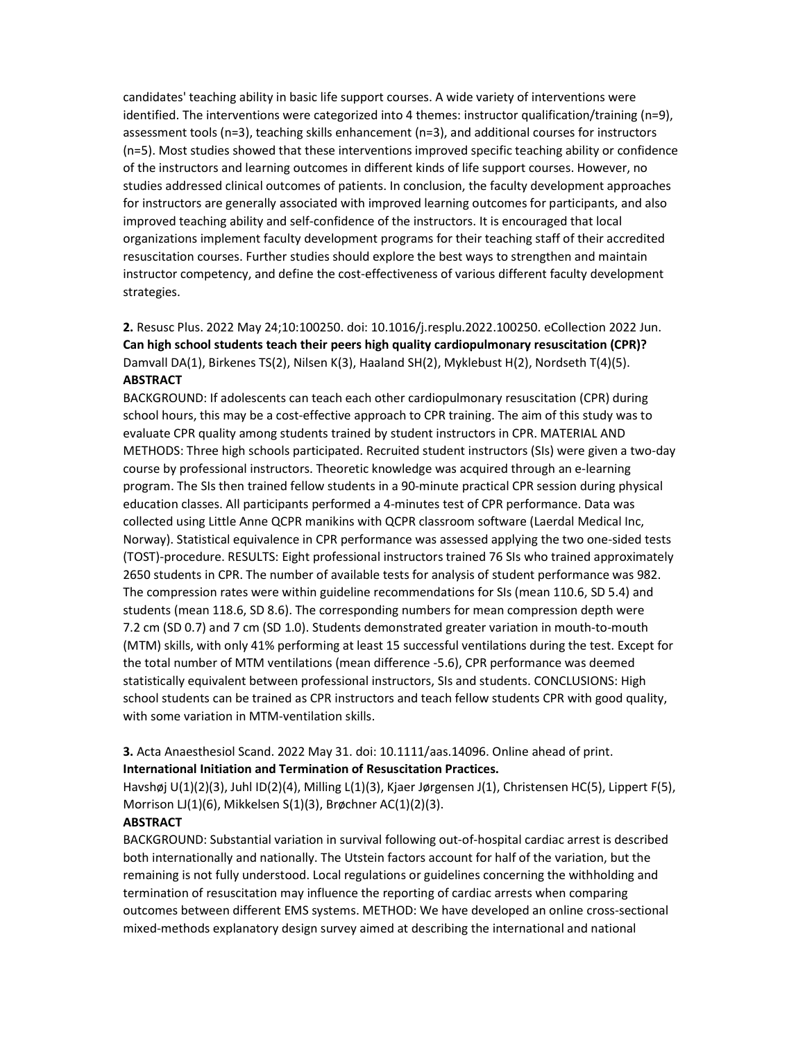candidates' teaching ability in basic life support courses. A wide variety of interventions were identified. The interventions were categorized into 4 themes: instructor qualification/training (n=9), assessment tools (n=3), teaching skills enhancement (n=3), and additional courses for instructors (n=5). Most studies showed that these interventions improved specific teaching ability or confidence of the instructors and learning outcomes in different kinds of life support courses. However, no studies addressed clinical outcomes of patients. In conclusion, the faculty development approaches for instructors are generally associated with improved learning outcomes for participants, and also improved teaching ability and self-confidence of the instructors. It is encouraged that local organizations implement faculty development programs for their teaching staff of their accredited resuscitation courses. Further studies should explore the best ways to strengthen and maintain instructor competency, and define the cost-effectiveness of various different faculty development strategies.

**2.** Resusc Plus. 2022 May 24;10:100250. doi: 10.1016/j.resplu.2022.100250. eCollection 2022 Jun.
**Can high school students teach their peers high quality cardiopulmonary resuscitation (CPR)?**
Damvall DA(1), Birkenes TS(2), Nilsen K(3), Haaland SH(2), Myklebust H(2), Nordseth T(4)(5).
**ABSTRACT**
BACKGROUND: If adolescents can teach each other cardiopulmonary resuscitation (CPR) during school hours, this may be a cost-effective approach to CPR training. The aim of this study was to evaluate CPR quality among students trained by student instructors in CPR. MATERIAL AND METHODS: Three high schools participated. Recruited student instructors (SIs) were given a two-day course by professional instructors. Theoretic knowledge was acquired through an e-learning program. The SIs then trained fellow students in a 90-minute practical CPR session during physical education classes. All participants performed a 4-minutes test of CPR performance. Data was collected using Little Anne QCPR manikins with QCPR classroom software (Laerdal Medical Inc, Norway). Statistical equivalence in CPR performance was assessed applying the two one-sided tests (TOST)-procedure. RESULTS: Eight professional instructors trained 76 SIs who trained approximately 2650 students in CPR. The number of available tests for analysis of student performance was 982. The compression rates were within guideline recommendations for SIs (mean 110.6, SD 5.4) and students (mean 118.6, SD 8.6). The corresponding numbers for mean compression depth were 7.2 cm (SD 0.7) and 7 cm (SD 1.0). Students demonstrated greater variation in mouth-to-mouth (MTM) skills, with only 41% performing at least 15 successful ventilations during the test. Except for the total number of MTM ventilations (mean difference -5.6), CPR performance was deemed statistically equivalent between professional instructors, SIs and students. CONCLUSIONS: High school students can be trained as CPR instructors and teach fellow students CPR with good quality, with some variation in MTM-ventilation skills.

**3.** Acta Anaesthesiol Scand. 2022 May 31. doi: 10.1111/aas.14096. Online ahead of print.
**International Initiation and Termination of Resuscitation Practices.**
Havshøj U(1)(2)(3), Juhl ID(2)(4), Milling L(1)(3), Kjaer Jørgensen J(1), Christensen HC(5), Lippert F(5), Morrison LJ(1)(6), Mikkelsen S(1)(3), Brøchner AC(1)(2)(3).
**ABSTRACT**
BACKGROUND: Substantial variation in survival following out-of-hospital cardiac arrest is described both internationally and nationally. The Utstein factors account for half of the variation, but the remaining is not fully understood. Local regulations or guidelines concerning the withholding and termination of resuscitation may influence the reporting of cardiac arrests when comparing outcomes between different EMS systems. METHOD: We have developed an online cross-sectional mixed-methods explanatory design survey aimed at describing the international and national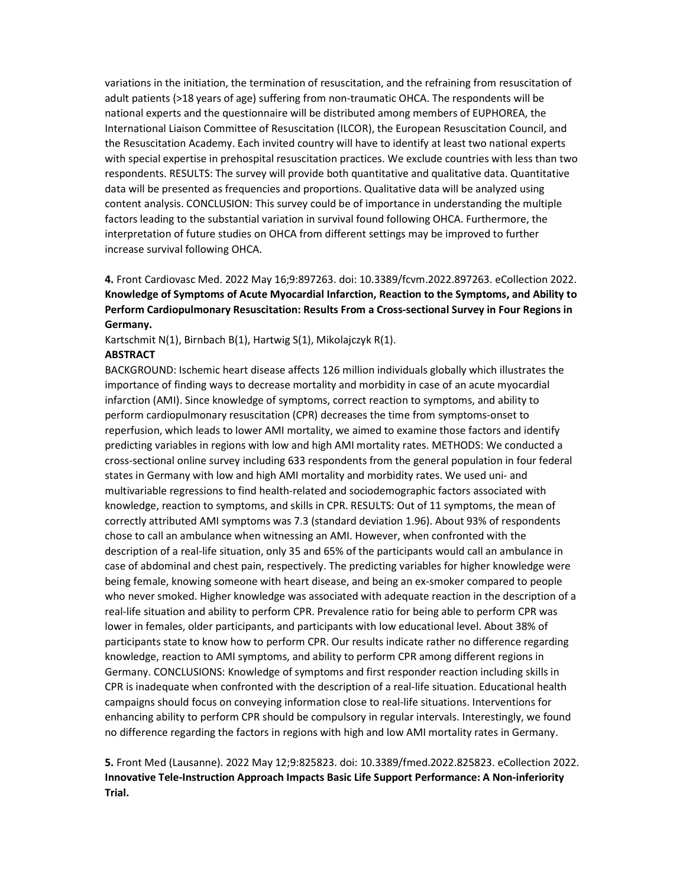variations in the initiation, the termination of resuscitation, and the refraining from resuscitation of adult patients (>18 years of age) suffering from non-traumatic OHCA. The respondents will be national experts and the questionnaire will be distributed among members of EUPHOREA, the International Liaison Committee of Resuscitation (ILCOR), the European Resuscitation Council, and the Resuscitation Academy. Each invited country will have to identify at least two national experts with special expertise in prehospital resuscitation practices. We exclude countries with less than two respondents. RESULTS: The survey will provide both quantitative and qualitative data. Quantitative data will be presented as frequencies and proportions. Qualitative data will be analyzed using content analysis. CONCLUSION: This survey could be of importance in understanding the multiple factors leading to the substantial variation in survival found following OHCA. Furthermore, the interpretation of future studies on OHCA from different settings may be improved to further increase survival following OHCA.

**4.** Front Cardiovasc Med. 2022 May 16;9:897263. doi: 10.3389/fcvm.2022.897263. eCollection 2022.
**Knowledge of Symptoms of Acute Myocardial Infarction, Reaction to the Symptoms, and Ability to Perform Cardiopulmonary Resuscitation: Results From a Cross-sectional Survey in Four Regions in Germany.**

Kartschmit N(1), Birnbach B(1), Hartwig S(1), Mikolajczyk R(1).

**ABSTRACT**

BACKGROUND: Ischemic heart disease affects 126 million individuals globally which illustrates the importance of finding ways to decrease mortality and morbidity in case of an acute myocardial infarction (AMI). Since knowledge of symptoms, correct reaction to symptoms, and ability to perform cardiopulmonary resuscitation (CPR) decreases the time from symptoms-onset to reperfusion, which leads to lower AMI mortality, we aimed to examine those factors and identify predicting variables in regions with low and high AMI mortality rates. METHODS: We conducted a cross-sectional online survey including 633 respondents from the general population in four federal states in Germany with low and high AMI mortality and morbidity rates. We used uni- and multivariable regressions to find health-related and sociodemographic factors associated with knowledge, reaction to symptoms, and skills in CPR. RESULTS: Out of 11 symptoms, the mean of correctly attributed AMI symptoms was 7.3 (standard deviation 1.96). About 93% of respondents chose to call an ambulance when witnessing an AMI. However, when confronted with the description of a real-life situation, only 35 and 65% of the participants would call an ambulance in case of abdominal and chest pain, respectively. The predicting variables for higher knowledge were being female, knowing someone with heart disease, and being an ex-smoker compared to people who never smoked. Higher knowledge was associated with adequate reaction in the description of a real-life situation and ability to perform CPR. Prevalence ratio for being able to perform CPR was lower in females, older participants, and participants with low educational level. About 38% of participants state to know how to perform CPR. Our results indicate rather no difference regarding knowledge, reaction to AMI symptoms, and ability to perform CPR among different regions in Germany. CONCLUSIONS: Knowledge of symptoms and first responder reaction including skills in CPR is inadequate when confronted with the description of a real-life situation. Educational health campaigns should focus on conveying information close to real-life situations. Interventions for enhancing ability to perform CPR should be compulsory in regular intervals. Interestingly, we found no difference regarding the factors in regions with high and low AMI mortality rates in Germany.

**5.** Front Med (Lausanne). 2022 May 12;9:825823. doi: 10.3389/fmed.2022.825823. eCollection 2022.
**Innovative Tele-Instruction Approach Impacts Basic Life Support Performance: A Non-inferiority Trial.**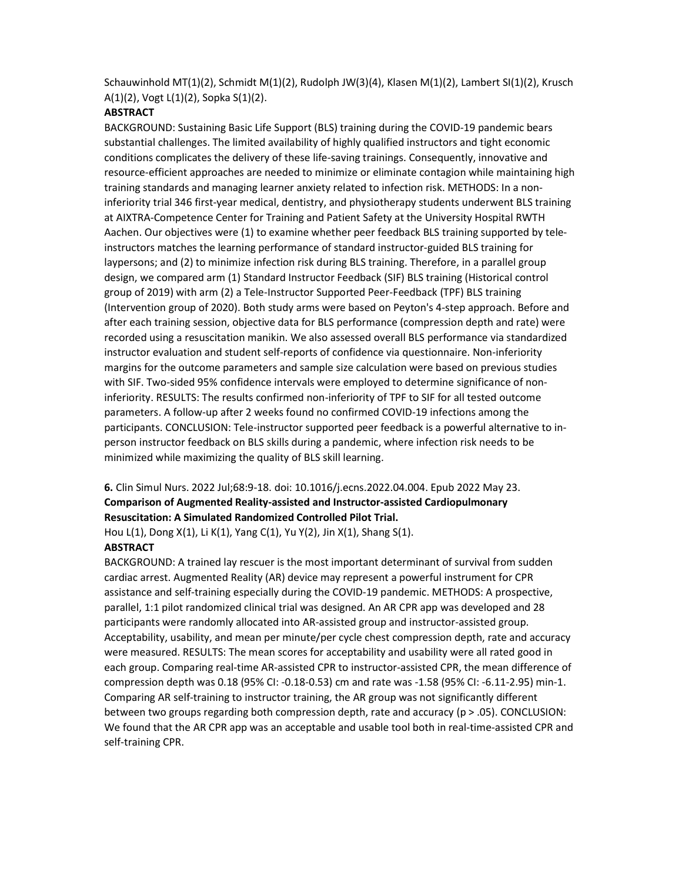Schauwinhold MT(1)(2), Schmidt M(1)(2), Rudolph JW(3)(4), Klasen M(1)(2), Lambert SI(1)(2), Krusch A(1)(2), Vogt L(1)(2), Sopka S(1)(2).

**ABSTRACT**

BACKGROUND: Sustaining Basic Life Support (BLS) training during the COVID-19 pandemic bears substantial challenges. The limited availability of highly qualified instructors and tight economic conditions complicates the delivery of these life-saving trainings. Consequently, innovative and resource-efficient approaches are needed to minimize or eliminate contagion while maintaining high training standards and managing learner anxiety related to infection risk. METHODS: In a non-inferiority trial 346 first-year medical, dentistry, and physiotherapy students underwent BLS training at AIXTRA-Competence Center for Training and Patient Safety at the University Hospital RWTH Aachen. Our objectives were (1) to examine whether peer feedback BLS training supported by tele-instructors matches the learning performance of standard instructor-guided BLS training for laypersons; and (2) to minimize infection risk during BLS training. Therefore, in a parallel group design, we compared arm (1) Standard Instructor Feedback (SIF) BLS training (Historical control group of 2019) with arm (2) a Tele-Instructor Supported Peer-Feedback (TPF) BLS training (Intervention group of 2020). Both study arms were based on Peyton's 4-step approach. Before and after each training session, objective data for BLS performance (compression depth and rate) were recorded using a resuscitation manikin. We also assessed overall BLS performance via standardized instructor evaluation and student self-reports of confidence via questionnaire. Non-inferiority margins for the outcome parameters and sample size calculation were based on previous studies with SIF. Two-sided 95% confidence intervals were employed to determine significance of non-inferiority. RESULTS: The results confirmed non-inferiority of TPF to SIF for all tested outcome parameters. A follow-up after 2 weeks found no confirmed COVID-19 infections among the participants. CONCLUSION: Tele-instructor supported peer feedback is a powerful alternative to in-person instructor feedback on BLS skills during a pandemic, where infection risk needs to be minimized while maximizing the quality of BLS skill learning.

**6.** Clin Simul Nurs. 2022 Jul;68:9-18. doi: 10.1016/j.ecns.2022.04.004. Epub 2022 May 23.

**Comparison of Augmented Reality-assisted and Instructor-assisted Cardiopulmonary Resuscitation: A Simulated Randomized Controlled Pilot Trial.**

Hou L(1), Dong X(1), Li K(1), Yang C(1), Yu Y(2), Jin X(1), Shang S(1).

**ABSTRACT**

BACKGROUND: A trained lay rescuer is the most important determinant of survival from sudden cardiac arrest. Augmented Reality (AR) device may represent a powerful instrument for CPR assistance and self-training especially during the COVID-19 pandemic. METHODS: A prospective, parallel, 1:1 pilot randomized clinical trial was designed. An AR CPR app was developed and 28 participants were randomly allocated into AR-assisted group and instructor-assisted group. Acceptability, usability, and mean per minute/per cycle chest compression depth, rate and accuracy were measured. RESULTS: The mean scores for acceptability and usability were all rated good in each group. Comparing real-time AR-assisted CPR to instructor-assisted CPR, the mean difference of compression depth was 0.18 (95% CI: -0.18-0.53) cm and rate was -1.58 (95% CI: -6.11-2.95) min-1. Comparing AR self-training to instructor training, the AR group was not significantly different between two groups regarding both compression depth, rate and accuracy ($p > .05$). CONCLUSION: We found that the AR CPR app was an acceptable and usable tool both in real-time-assisted CPR and self-training CPR.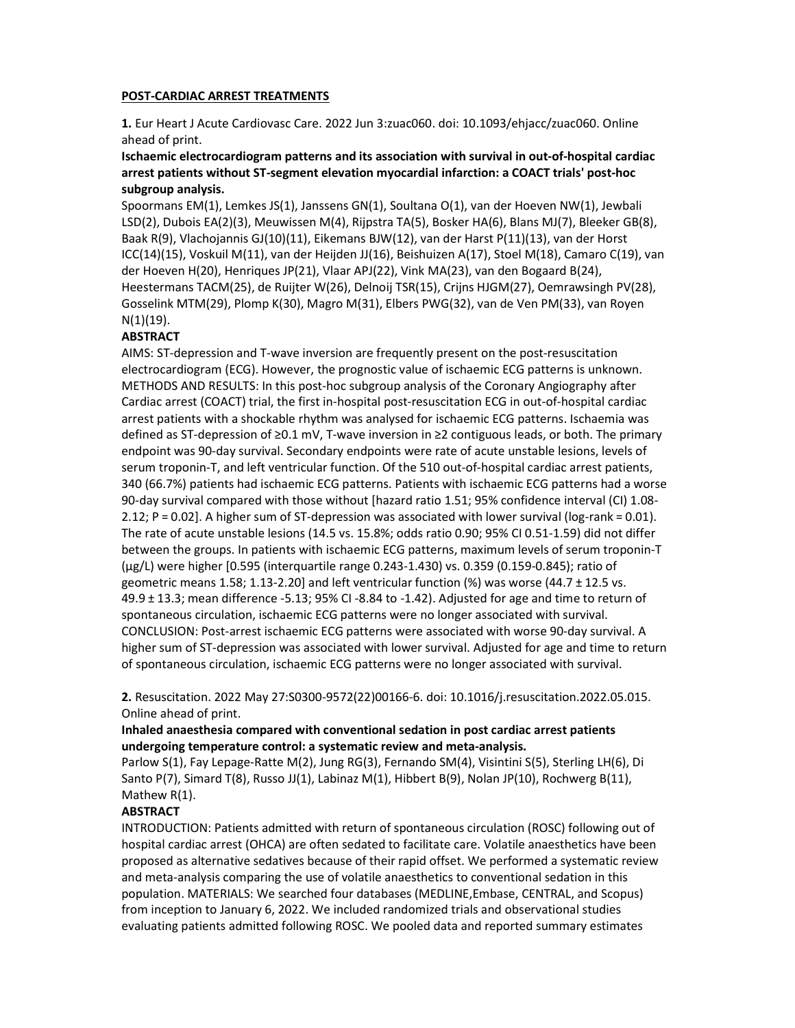**POST-CARDIAC ARREST TREATMENTS**

**1.** Eur Heart J Acute Cardiovasc Care. 2022 Jun 3:zuac060. doi: 10.1093/ehjacc/zuac060. Online ahead of print.

**Ischaemic electrocardiogram patterns and its association with survival in out-of-hospital cardiac arrest patients without ST-segment elevation myocardial infarction: a COACT trials' post-hoc subgroup analysis.**

Spoormans EM(1), Lemkes JS(1), Janssens GN(1), Soultana O(1), van der Hoeven NW(1), Jewbali LSD(2), Dubois EA(2)(3), Meuwissen M(4), Rijpstra TA(5), Bosker HA(6), Blans MJ(7), Bleeker GB(8), Baak R(9), Vlachojannis GJ(10)(11), Eikemans BJW(12), van der Harst P(11)(13), van der Horst ICC(14)(15), Voskuil M(11), van der Heijden JJ(16), Beishuizen A(17), Stoel M(18), Camaro C(19), van der Hoeven H(20), Henriques JP(21), Vlaar APJ(22), Vink MA(23), van den Bogaard B(24), Heestermans TACM(25), de Ruijter W(26), Delnoij TSR(15), Crijns HJGM(27), Oemrawsingh PV(28), Gosselink MTM(29), Plomp K(30), Magro M(31), Elbers PWG(32), van de Ven PM(33), van Royen N(1)(19).

**ABSTRACT**

AIMS: ST-depression and T-wave inversion are frequently present on the post-resuscitation electrocardiogram (ECG). However, the prognostic value of ischaemic ECG patterns is unknown. METHODS AND RESULTS: In this post-hoc subgroup analysis of the Coronary Angiography after Cardiac arrest (COACT) trial, the first in-hospital post-resuscitation ECG in out-of-hospital cardiac arrest patients with a shockable rhythm was analysed for ischaemic ECG patterns. Ischaemia was defined as ST-depression of ≥0.1 mV, T-wave inversion in ≥2 contiguous leads, or both. The primary endpoint was 90-day survival. Secondary endpoints were rate of acute unstable lesions, levels of serum troponin-T, and left ventricular function. Of the 510 out-of-hospital cardiac arrest patients, 340 (66.7%) patients had ischaemic ECG patterns. Patients with ischaemic ECG patterns had a worse 90-day survival compared with those without [hazard ratio 1.51; 95% confidence interval (CI) 1.08-2.12; P = 0.02]. A higher sum of ST-depression was associated with lower survival (log-rank = 0.01). The rate of acute unstable lesions (14.5 vs. 15.8%; odds ratio 0.90; 95% CI 0.51-1.59) did not differ between the groups. In patients with ischaemic ECG patterns, maximum levels of serum troponin-T (µg/L) were higher [0.595 (interquartile range 0.243-1.430) vs. 0.359 (0.159-0.845); ratio of geometric means 1.58; 1.13-2.20] and left ventricular function (%) was worse (44.7 ± 12.5 vs. 49.9 ± 13.3; mean difference -5.13; 95% CI -8.84 to -1.42). Adjusted for age and time to return of spontaneous circulation, ischaemic ECG patterns were no longer associated with survival. CONCLUSION: Post-arrest ischaemic ECG patterns were associated with worse 90-day survival. A higher sum of ST-depression was associated with lower survival. Adjusted for age and time to return of spontaneous circulation, ischaemic ECG patterns were no longer associated with survival.

**2.** Resuscitation. 2022 May 27:S0300-9572(22)00166-6. doi: 10.1016/j.resuscitation.2022.05.015. Online ahead of print.

**Inhaled anaesthesia compared with conventional sedation in post cardiac arrest patients undergoing temperature control: a systematic review and meta-analysis.**

Parlow S(1), Fay Lepage-Ratte M(2), Jung RG(3), Fernando SM(4), Visintini S(5), Sterling LH(6), Di Santo P(7), Simard T(8), Russo JJ(1), Labinaz M(1), Hibbert B(9), Nolan JP(10), Rochwerg B(11), Mathew R(1).

**ABSTRACT**

INTRODUCTION: Patients admitted with return of spontaneous circulation (ROSC) following out of hospital cardiac arrest (OHCA) are often sedated to facilitate care. Volatile anaesthetics have been proposed as alternative sedatives because of their rapid offset. We performed a systematic review and meta-analysis comparing the use of volatile anaesthetics to conventional sedation in this population. MATERIALS: We searched four databases (MEDLINE,Embase, CENTRAL, and Scopus) from inception to January 6, 2022. We included randomized trials and observational studies evaluating patients admitted following ROSC. We pooled data and reported summary estimates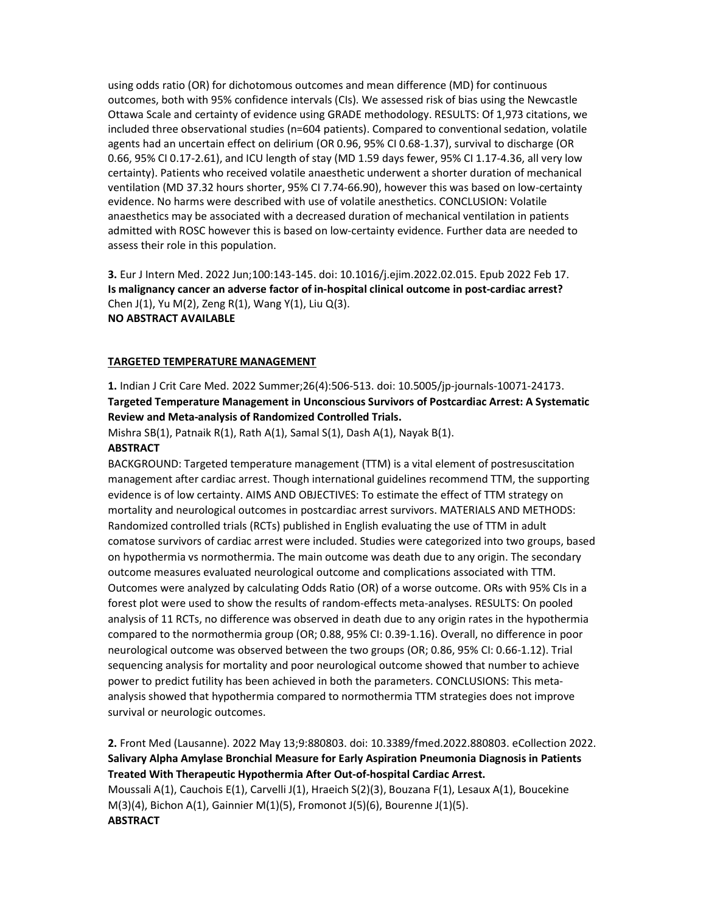using odds ratio (OR) for dichotomous outcomes and mean difference (MD) for continuous outcomes, both with 95% confidence intervals (CIs). We assessed risk of bias using the Newcastle Ottawa Scale and certainty of evidence using GRADE methodology. RESULTS: Of 1,973 citations, we included three observational studies (n=604 patients). Compared to conventional sedation, volatile agents had an uncertain effect on delirium (OR 0.96, 95% CI 0.68-1.37), survival to discharge (OR 0.66, 95% CI 0.17-2.61), and ICU length of stay (MD 1.59 days fewer, 95% CI 1.17-4.36, all very low certainty). Patients who received volatile anaesthetic underwent a shorter duration of mechanical ventilation (MD 37.32 hours shorter, 95% CI 7.74-66.90), however this was based on low-certainty evidence. No harms were described with use of volatile anesthetics. CONCLUSION: Volatile anaesthetics may be associated with a decreased duration of mechanical ventilation in patients admitted with ROSC however this is based on low-certainty evidence. Further data are needed to assess their role in this population.

**3.** Eur J Intern Med. 2022 Jun;100:143-145. doi: 10.1016/j.ejim.2022.02.015. Epub 2022 Feb 17.
**Is malignancy cancer an adverse factor of in-hospital clinical outcome in post-cardiac arrest?**
Chen J(1), Yu M(2), Zeng R(1), Wang Y(1), Liu Q(3).
**NO ABSTRACT AVAILABLE**

## TARGETED TEMPERATURE MANAGEMENT

**1.** Indian J Crit Care Med. 2022 Summer;26(4):506-513. doi: 10.5005/jp-journals-10071-24173.
**Targeted Temperature Management in Unconscious Survivors of Postcardiac Arrest: A Systematic Review and Meta-analysis of Randomized Controlled Trials.**
Mishra SB(1), Patnaik R(1), Rath A(1), Samal S(1), Dash A(1), Nayak B(1).
**ABSTRACT**
BACKGROUND: Targeted temperature management (TTM) is a vital element of postresuscitation management after cardiac arrest. Though international guidelines recommend TTM, the supporting evidence is of low certainty. AIMS AND OBJECTIVES: To estimate the effect of TTM strategy on mortality and neurological outcomes in postcardiac arrest survivors. MATERIALS AND METHODS: Randomized controlled trials (RCTs) published in English evaluating the use of TTM in adult comatose survivors of cardiac arrest were included. Studies were categorized into two groups, based on hypothermia vs normothermia. The main outcome was death due to any origin. The secondary outcome measures evaluated neurological outcome and complications associated with TTM. Outcomes were analyzed by calculating Odds Ratio (OR) of a worse outcome. ORs with 95% CIs in a forest plot were used to show the results of random-effects meta-analyses. RESULTS: On pooled analysis of 11 RCTs, no difference was observed in death due to any origin rates in the hypothermia compared to the normothermia group (OR; 0.88, 95% CI: 0.39-1.16). Overall, no difference in poor neurological outcome was observed between the two groups (OR; 0.86, 95% CI: 0.66-1.12). Trial sequencing analysis for mortality and poor neurological outcome showed that number to achieve power to predict futility has been achieved in both the parameters. CONCLUSIONS: This meta-analysis showed that hypothermia compared to normothermia TTM strategies does not improve survival or neurologic outcomes.

**2.** Front Med (Lausanne). 2022 May 13;9:880803. doi: 10.3389/fmed.2022.880803. eCollection 2022.
**Salivary Alpha Amylase Bronchial Measure for Early Aspiration Pneumonia Diagnosis in Patients Treated With Therapeutic Hypothermia After Out-of-hospital Cardiac Arrest.**
Moussali A(1), Cauchois E(1), Carvelli J(1), Hraeich S(2)(3), Bouzana F(1), Lesaux A(1), Boucekine M(3)(4), Bichon A(1), Gainnier M(1)(5), Fromonot J(5)(6), Bourenne J(1)(5).
**ABSTRACT**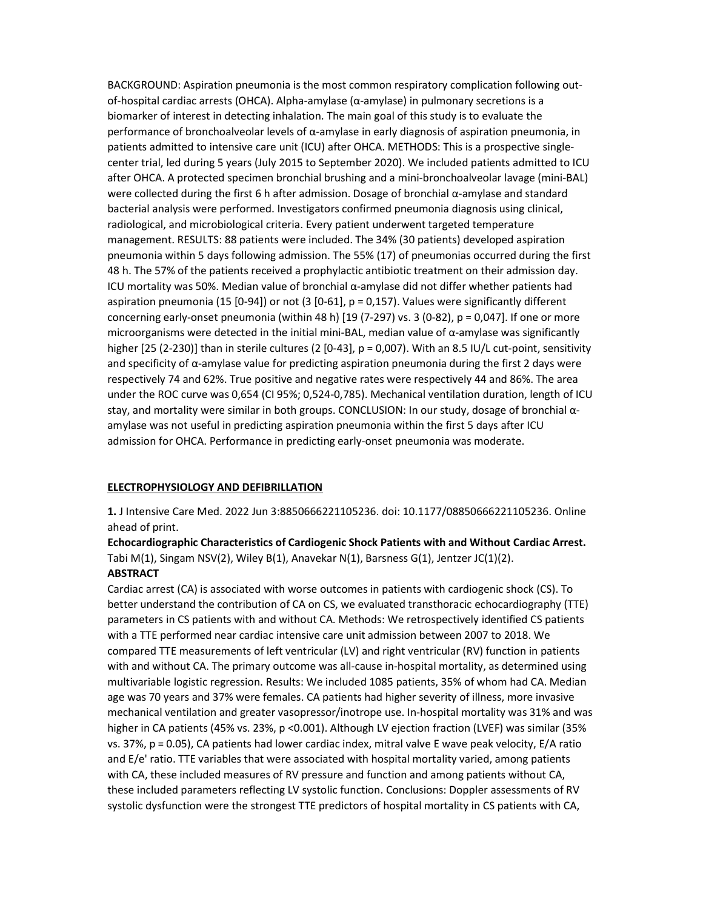BACKGROUND: Aspiration pneumonia is the most common respiratory complication following out-of-hospital cardiac arrests (OHCA). Alpha-amylase (α-amylase) in pulmonary secretions is a biomarker of interest in detecting inhalation. The main goal of this study is to evaluate the performance of bronchoalveolar levels of α-amylase in early diagnosis of aspiration pneumonia, in patients admitted to intensive care unit (ICU) after OHCA. METHODS: This is a prospective single-center trial, led during 5 years (July 2015 to September 2020). We included patients admitted to ICU after OHCA. A protected specimen bronchial brushing and a mini-bronchoalveolar lavage (mini-BAL) were collected during the first 6 h after admission. Dosage of bronchial α-amylase and standard bacterial analysis were performed. Investigators confirmed pneumonia diagnosis using clinical, radiological, and microbiological criteria. Every patient underwent targeted temperature management. RESULTS: 88 patients were included. The 34% (30 patients) developed aspiration pneumonia within 5 days following admission. The 55% (17) of pneumonias occurred during the first 48 h. The 57% of the patients received a prophylactic antibiotic treatment on their admission day. ICU mortality was 50%. Median value of bronchial α-amylase did not differ whether patients had aspiration pneumonia (15 [0-94]) or not (3 [0-61], p = 0,157). Values were significantly different concerning early-onset pneumonia (within 48 h) [19 (7-297) vs. 3 (0-82), p = 0,047]. If one or more microorganisms were detected in the initial mini-BAL, median value of α-amylase was significantly higher [25 (2-230)] than in sterile cultures (2 [0-43], p = 0,007). With an 8.5 IU/L cut-point, sensitivity and specificity of α-amylase value for predicting aspiration pneumonia during the first 2 days were respectively 74 and 62%. True positive and negative rates were respectively 44 and 86%. The area under the ROC curve was 0,654 (CI 95%; 0,524-0,785). Mechanical ventilation duration, length of ICU stay, and mortality were similar in both groups. CONCLUSION: In our study, dosage of bronchial α-amylase was not useful in predicting aspiration pneumonia within the first 5 days after ICU admission for OHCA. Performance in predicting early-onset pneumonia was moderate.

## ELECTROPHYSIOLOGY AND DEFIBRILLATION

**1.** J Intensive Care Med. 2022 Jun 3:8850666221105236. doi: 10.1177/08850666221105236. Online ahead of print.

**Echocardiographic Characteristics of Cardiogenic Shock Patients with and Without Cardiac Arrest.**
Tabi M(1), Singam NSV(2), Wiley B(1), Anavekar N(1), Barsness G(1), Jentzer JC(1)(2).

**ABSTRACT**

Cardiac arrest (CA) is associated with worse outcomes in patients with cardiogenic shock (CS). To better understand the contribution of CA on CS, we evaluated transthoracic echocardiography (TTE) parameters in CS patients with and without CA. Methods: We retrospectively identified CS patients with a TTE performed near cardiac intensive care unit admission between 2007 to 2018. We compared TTE measurements of left ventricular (LV) and right ventricular (RV) function in patients with and without CA. The primary outcome was all-cause in-hospital mortality, as determined using multivariable logistic regression. Results: We included 1085 patients, 35% of whom had CA. Median age was 70 years and 37% were females. CA patients had higher severity of illness, more invasive mechanical ventilation and greater vasopressor/inotrope use. In-hospital mortality was 31% and was higher in CA patients (45% vs. 23%, p <0.001). Although LV ejection fraction (LVEF) was similar (35% vs. 37%, p = 0.05), CA patients had lower cardiac index, mitral valve E wave peak velocity, E/A ratio and E/e' ratio. TTE variables that were associated with hospital mortality varied, among patients with CA, these included measures of RV pressure and function and among patients without CA, these included parameters reflecting LV systolic function. Conclusions: Doppler assessments of RV systolic dysfunction were the strongest TTE predictors of hospital mortality in CS patients with CA,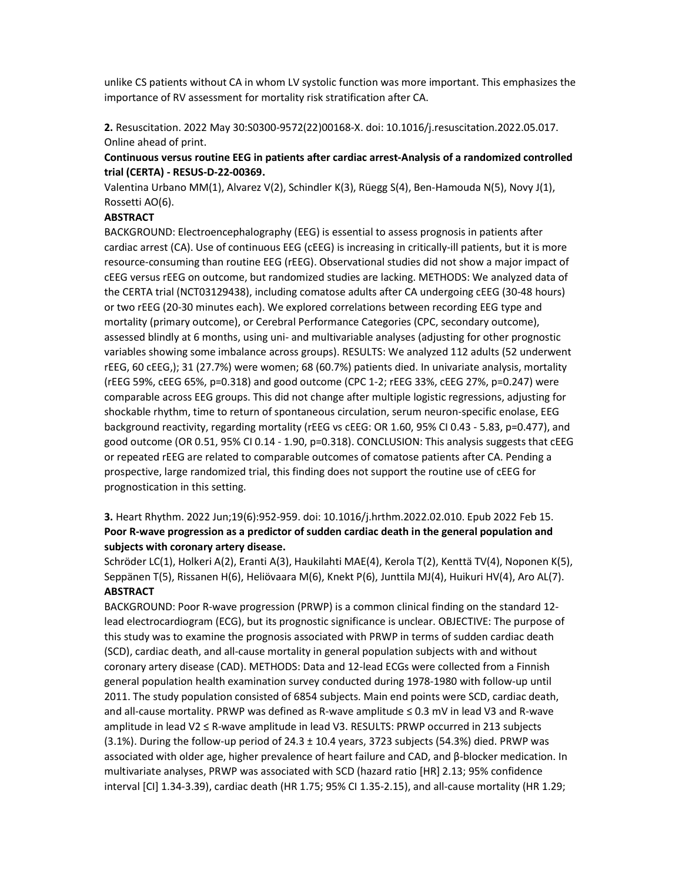unlike CS patients without CA in whom LV systolic function was more important. This emphasizes the importance of RV assessment for mortality risk stratification after CA.

**2.** Resuscitation. 2022 May 30:S0300-9572(22)00168-X. doi: 10.1016/j.resuscitation.2022.05.017. Online ahead of print.

**Continuous versus routine EEG in patients after cardiac arrest-Analysis of a randomized controlled trial (CERTA) - RESUS-D-22-00369.**

Valentina Urbano MM(1), Alvarez V(2), Schindler K(3), Rüegg S(4), Ben-Hamouda N(5), Novy J(1), Rossetti AO(6).

**ABSTRACT**

BACKGROUND: Electroencephalography (EEG) is essential to assess prognosis in patients after cardiac arrest (CA). Use of continuous EEG (cEEG) is increasing in critically-ill patients, but it is more resource-consuming than routine EEG (rEEG). Observational studies did not show a major impact of cEEG versus rEEG on outcome, but randomized studies are lacking. METHODS: We analyzed data of the CERTA trial (NCT03129438), including comatose adults after CA undergoing cEEG (30-48 hours) or two rEEG (20-30 minutes each). We explored correlations between recording EEG type and mortality (primary outcome), or Cerebral Performance Categories (CPC, secondary outcome), assessed blindly at 6 months, using uni- and multivariable analyses (adjusting for other prognostic variables showing some imbalance across groups). RESULTS: We analyzed 112 adults (52 underwent rEEG, 60 cEEG,); 31 (27.7%) were women; 68 (60.7%) patients died. In univariate analysis, mortality (rEEG 59%, cEEG 65%, p=0.318) and good outcome (CPC 1-2; rEEG 33%, cEEG 27%, p=0.247) were comparable across EEG groups. This did not change after multiple logistic regressions, adjusting for shockable rhythm, time to return of spontaneous circulation, serum neuron-specific enolase, EEG background reactivity, regarding mortality (rEEG vs cEEG: OR 1.60, 95% CI 0.43 - 5.83, p=0.477), and good outcome (OR 0.51, 95% CI 0.14 - 1.90, p=0.318). CONCLUSION: This analysis suggests that cEEG or repeated rEEG are related to comparable outcomes of comatose patients after CA. Pending a prospective, large randomized trial, this finding does not support the routine use of cEEG for prognostication in this setting.

**3.** Heart Rhythm. 2022 Jun;19(6):952-959. doi: 10.1016/j.hrthm.2022.02.010. Epub 2022 Feb 15.

**Poor R-wave progression as a predictor of sudden cardiac death in the general population and subjects with coronary artery disease.**

Schröder LC(1), Holkeri A(2), Eranti A(3), Haukilahti MAE(4), Kerola T(2), Kenttä TV(4), Noponen K(5), Seppänen T(5), Rissanen H(6), Heliövaara M(6), Knekt P(6), Junttila MJ(4), Huikuri HV(4), Aro AL(7).

**ABSTRACT**

BACKGROUND: Poor R-wave progression (PRWP) is a common clinical finding on the standard 12-lead electrocardiogram (ECG), but its prognostic significance is unclear. OBJECTIVE: The purpose of this study was to examine the prognosis associated with PRWP in terms of sudden cardiac death (SCD), cardiac death, and all-cause mortality in general population subjects with and without coronary artery disease (CAD). METHODS: Data and 12-lead ECGs were collected from a Finnish general population health examination survey conducted during 1978-1980 with follow-up until 2011. The study population consisted of 6854 subjects. Main end points were SCD, cardiac death, and all-cause mortality. PRWP was defined as R-wave amplitude ≤ 0.3 mV in lead V3 and R-wave amplitude in lead V2 ≤ R-wave amplitude in lead V3. RESULTS: PRWP occurred in 213 subjects (3.1%). During the follow-up period of 24.3 ± 10.4 years, 3723 subjects (54.3%) died. PRWP was associated with older age, higher prevalence of heart failure and CAD, and β-blocker medication. In multivariate analyses, PRWP was associated with SCD (hazard ratio [HR] 2.13; 95% confidence interval [CI] 1.34-3.39), cardiac death (HR 1.75; 95% CI 1.35-2.15), and all-cause mortality (HR 1.29;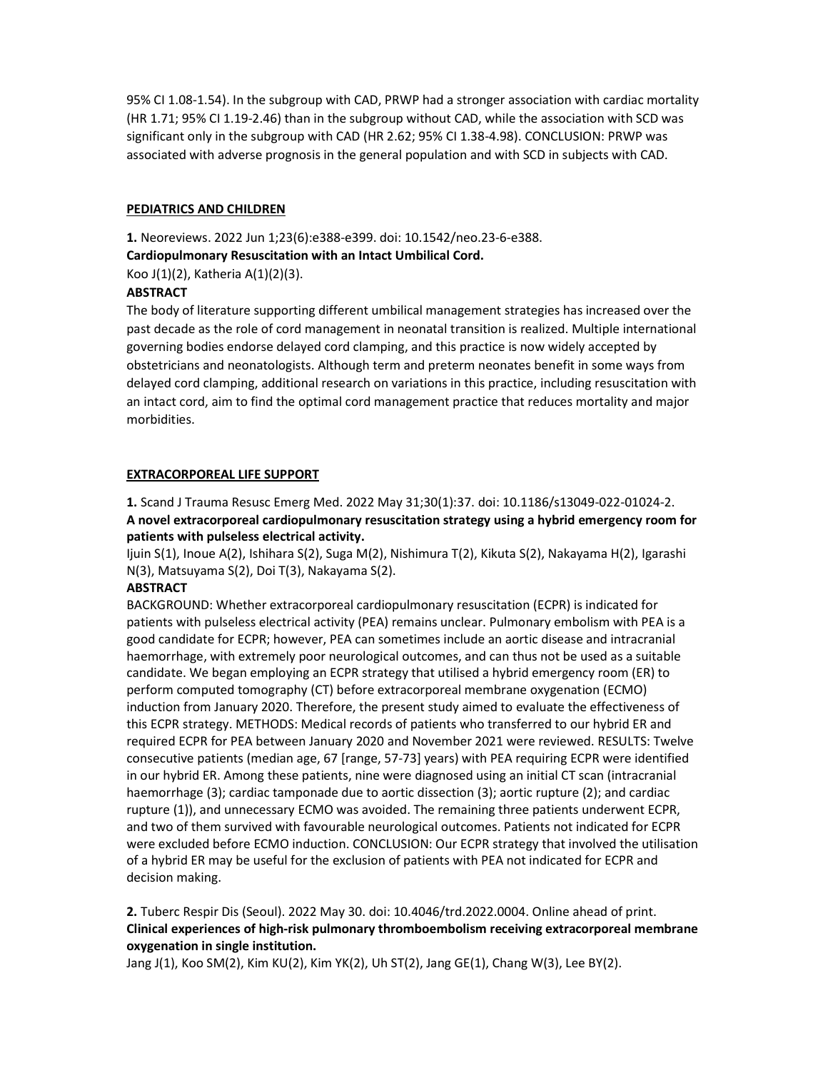95% CI 1.08-1.54). In the subgroup with CAD, PRWP had a stronger association with cardiac mortality (HR 1.71; 95% CI 1.19-2.46) than in the subgroup without CAD, while the association with SCD was significant only in the subgroup with CAD (HR 2.62; 95% CI 1.38-4.98). CONCLUSION: PRWP was associated with adverse prognosis in the general population and with SCD in subjects with CAD.

**PEDIATRICS AND CHILDREN**

**1.** Neoreviews. 2022 Jun 1;23(6):e388-e399. doi: 10.1542/neo.23-6-e388.
**Cardiopulmonary Resuscitation with an Intact Umbilical Cord.**
Koo J(1)(2), Katheria A(1)(2)(3).
**ABSTRACT**
The body of literature supporting different umbilical management strategies has increased over the past decade as the role of cord management in neonatal transition is realized. Multiple international governing bodies endorse delayed cord clamping, and this practice is now widely accepted by obstetricians and neonatologists. Although term and preterm neonates benefit in some ways from delayed cord clamping, additional research on variations in this practice, including resuscitation with an intact cord, aim to find the optimal cord management practice that reduces mortality and major morbidities.

**EXTRACORPOREAL LIFE SUPPORT**

**1.** Scand J Trauma Resusc Emerg Med. 2022 May 31;30(1):37. doi: 10.1186/s13049-022-01024-2.
**A novel extracorporeal cardiopulmonary resuscitation strategy using a hybrid emergency room for patients with pulseless electrical activity.**
Ijuin S(1), Inoue A(2), Ishihara S(2), Suga M(2), Nishimura T(2), Kikuta S(2), Nakayama H(2), Igarashi N(3), Matsuyama S(2), Doi T(3), Nakayama S(2).
**ABSTRACT**
BACKGROUND: Whether extracorporeal cardiopulmonary resuscitation (ECPR) is indicated for patients with pulseless electrical activity (PEA) remains unclear. Pulmonary embolism with PEA is a good candidate for ECPR; however, PEA can sometimes include an aortic disease and intracranial haemorrhage, with extremely poor neurological outcomes, and can thus not be used as a suitable candidate. We began employing an ECPR strategy that utilised a hybrid emergency room (ER) to perform computed tomography (CT) before extracorporeal membrane oxygenation (ECMO) induction from January 2020. Therefore, the present study aimed to evaluate the effectiveness of this ECPR strategy. METHODS: Medical records of patients who transferred to our hybrid ER and required ECPR for PEA between January 2020 and November 2021 were reviewed. RESULTS: Twelve consecutive patients (median age, 67 [range, 57-73] years) with PEA requiring ECPR were identified in our hybrid ER. Among these patients, nine were diagnosed using an initial CT scan (intracranial haemorrhage (3); cardiac tamponade due to aortic dissection (3); aortic rupture (2); and cardiac rupture (1)), and unnecessary ECMO was avoided. The remaining three patients underwent ECPR, and two of them survived with favourable neurological outcomes. Patients not indicated for ECPR were excluded before ECMO induction. CONCLUSION: Our ECPR strategy that involved the utilisation of a hybrid ER may be useful for the exclusion of patients with PEA not indicated for ECPR and decision making.

**2.** Tuberc Respir Dis (Seoul). 2022 May 30. doi: 10.4046/trd.2022.0004. Online ahead of print.
**Clinical experiences of high-risk pulmonary thromboembolism receiving extracorporeal membrane oxygenation in single institution.**
Jang J(1), Koo SM(2), Kim KU(2), Kim YK(2), Uh ST(2), Jang GE(1), Chang W(3), Lee BY(2).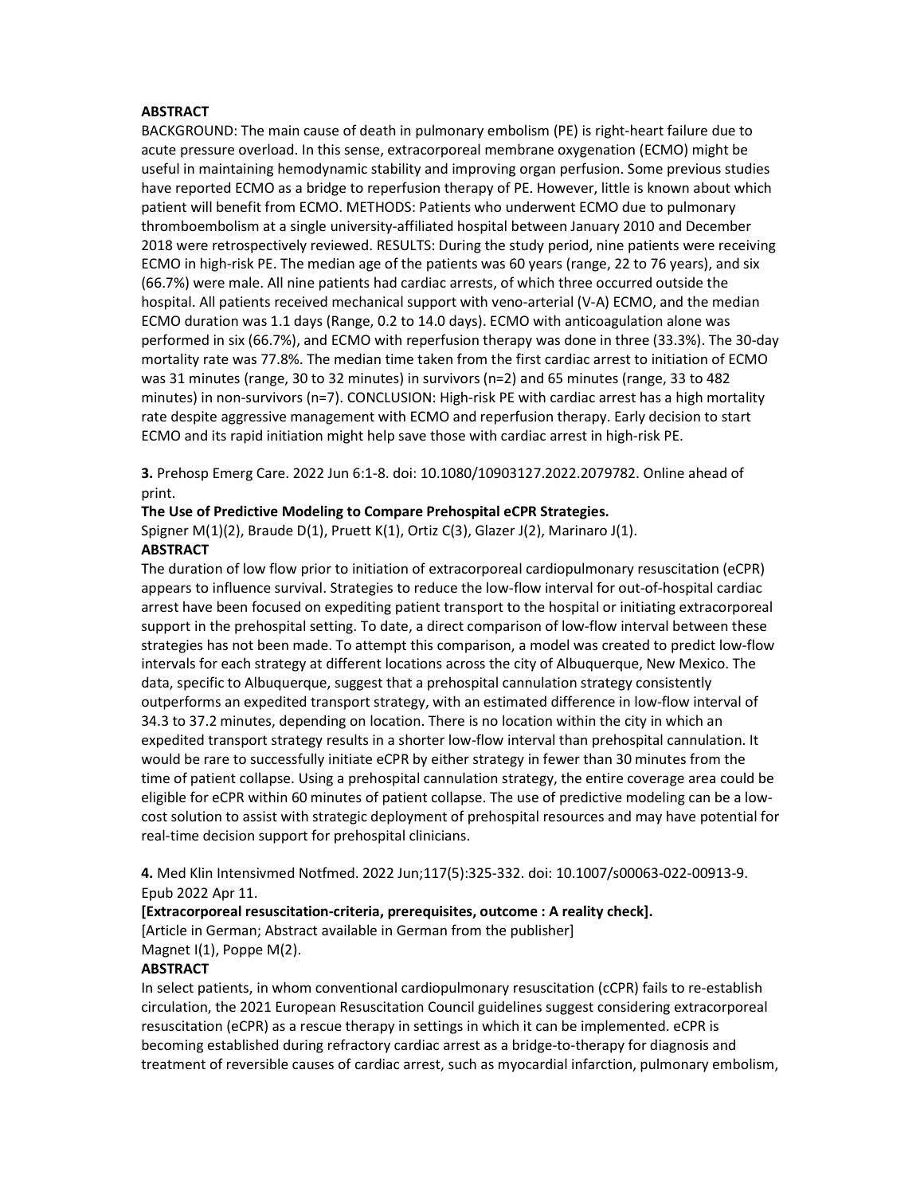**ABSTRACT**

BACKGROUND: The main cause of death in pulmonary embolism (PE) is right-heart failure due to acute pressure overload. In this sense, extracorporeal membrane oxygenation (ECMO) might be useful in maintaining hemodynamic stability and improving organ perfusion. Some previous studies have reported ECMO as a bridge to reperfusion therapy of PE. However, little is known about which patient will benefit from ECMO. METHODS: Patients who underwent ECMO due to pulmonary thromboembolism at a single university-affiliated hospital between January 2010 and December 2018 were retrospectively reviewed. RESULTS: During the study period, nine patients were receiving ECMO in high-risk PE. The median age of the patients was 60 years (range, 22 to 76 years), and six (66.7%) were male. All nine patients had cardiac arrests, of which three occurred outside the hospital. All patients received mechanical support with veno-arterial (V-A) ECMO, and the median ECMO duration was 1.1 days (Range, 0.2 to 14.0 days). ECMO with anticoagulation alone was performed in six (66.7%), and ECMO with reperfusion therapy was done in three (33.3%). The 30-day mortality rate was 77.8%. The median time taken from the first cardiac arrest to initiation of ECMO was 31 minutes (range, 30 to 32 minutes) in survivors (n=2) and 65 minutes (range, 33 to 482 minutes) in non-survivors (n=7). CONCLUSION: High-risk PE with cardiac arrest has a high mortality rate despite aggressive management with ECMO and reperfusion therapy. Early decision to start ECMO and its rapid initiation might help save those with cardiac arrest in high-risk PE.

**3.** Prehosp Emerg Care. 2022 Jun 6:1-8. doi: 10.1080/10903127.2022.2079782. Online ahead of print.

**The Use of Predictive Modeling to Compare Prehospital eCPR Strategies.**

Spigner M(1)(2), Braude D(1), Pruett K(1), Ortiz C(3), Glazer J(2), Marinaro J(1).

**ABSTRACT**

The duration of low flow prior to initiation of extracorporeal cardiopulmonary resuscitation (eCPR) appears to influence survival. Strategies to reduce the low-flow interval for out-of-hospital cardiac arrest have been focused on expediting patient transport to the hospital or initiating extracorporeal support in the prehospital setting. To date, a direct comparison of low-flow interval between these strategies has not been made. To attempt this comparison, a model was created to predict low-flow intervals for each strategy at different locations across the city of Albuquerque, New Mexico. The data, specific to Albuquerque, suggest that a prehospital cannulation strategy consistently outperforms an expedited transport strategy, with an estimated difference in low-flow interval of 34.3 to 37.2 minutes, depending on location. There is no location within the city in which an expedited transport strategy results in a shorter low-flow interval than prehospital cannulation. It would be rare to successfully initiate eCPR by either strategy in fewer than 30 minutes from the time of patient collapse. Using a prehospital cannulation strategy, the entire coverage area could be eligible for eCPR within 60 minutes of patient collapse. The use of predictive modeling can be a low-cost solution to assist with strategic deployment of prehospital resources and may have potential for real-time decision support for prehospital clinicians.

**4.** Med Klin Intensivmed Notfmed. 2022 Jun;117(5):325-332. doi: 10.1007/s00063-022-00913-9. Epub 2022 Apr 11.

**[Extracorporeal resuscitation-criteria, prerequisites, outcome : A reality check].**

[Article in German; Abstract available in German from the publisher]

Magnet I(1), Poppe M(2).

**ABSTRACT**

In select patients, in whom conventional cardiopulmonary resuscitation (cCPR) fails to re-establish circulation, the 2021 European Resuscitation Council guidelines suggest considering extracorporeal resuscitation (eCPR) as a rescue therapy in settings in which it can be implemented. eCPR is becoming established during refractory cardiac arrest as a bridge-to-therapy for diagnosis and treatment of reversible causes of cardiac arrest, such as myocardial infarction, pulmonary embolism,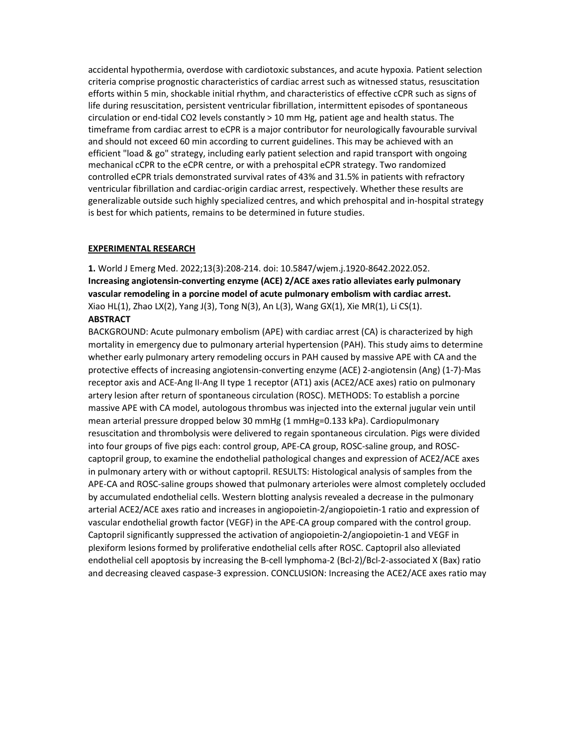accidental hypothermia, overdose with cardiotoxic substances, and acute hypoxia. Patient selection criteria comprise prognostic characteristics of cardiac arrest such as witnessed status, resuscitation efforts within 5 min, shockable initial rhythm, and characteristics of effective cCPR such as signs of life during resuscitation, persistent ventricular fibrillation, intermittent episodes of spontaneous circulation or end-tidal $CO_2$ levels constantly > 10 mm Hg, patient age and health status. The timeframe from cardiac arrest to eCPR is a major contributor for neurologically favourable survival and should not exceed 60 min according to current guidelines. This may be achieved with an efficient "load & go" strategy, including early patient selection and rapid transport with ongoing mechanical cCPR to the eCPR centre, or with a prehospital eCPR strategy. Two randomized controlled eCPR trials demonstrated survival rates of 43% and 31.5% in patients with refractory ventricular fibrillation and cardiac-origin cardiac arrest, respectively. Whether these results are generalizable outside such highly specialized centres, and which prehospital and in-hospital strategy is best for which patients, remains to be determined in future studies.

## EXPERIMENTAL RESEARCH

**1.** World J Emerg Med. 2022;13(3):208-214. doi: 10.5847/wjem.j.1920-8642.2022.052.
**Increasing angiotensin-converting enzyme (ACE) 2/ACE axes ratio alleviates early pulmonary vascular remodeling in a porcine model of acute pulmonary embolism with cardiac arrest.**
Xiao HL(1), Zhao LX(2), Yang J(3), Tong N(3), An L(3), Wang GX(1), Xie MR(1), Li CS(1).

**ABSTRACT**

BACKGROUND: Acute pulmonary embolism (APE) with cardiac arrest (CA) is characterized by high mortality in emergency due to pulmonary arterial hypertension (PAH). This study aims to determine whether early pulmonary artery remodeling occurs in PAH caused by massive APE with CA and the protective effects of increasing angiotensin-converting enzyme (ACE) 2-angiotensin (Ang) (1-7)-Mas receptor axis and ACE-Ang II-Ang II type 1 receptor (AT1) axis (ACE2/ACE axes) ratio on pulmonary artery lesion after return of spontaneous circulation (ROSC). METHODS: To establish a porcine massive APE with CA model, autologous thrombus was injected into the external jugular vein until mean arterial pressure dropped below 30 mmHg (1 mmHg=0.133 kPa). Cardiopulmonary resuscitation and thrombolysis were delivered to regain spontaneous circulation. Pigs were divided into four groups of five pigs each: control group, APE-CA group, ROSC-saline group, and ROSC-captopril group, to examine the endothelial pathological changes and expression of ACE2/ACE axes in pulmonary artery with or without captopril. RESULTS: Histological analysis of samples from the APE-CA and ROSC-saline groups showed that pulmonary arterioles were almost completely occluded by accumulated endothelial cells. Western blotting analysis revealed a decrease in the pulmonary arterial ACE2/ACE axes ratio and increases in angiopoietin-2/angiopoietin-1 ratio and expression of vascular endothelial growth factor (VEGF) in the APE-CA group compared with the control group. Captopril significantly suppressed the activation of angiopoietin-2/angiopoietin-1 and VEGF in plexiform lesions formed by proliferative endothelial cells after ROSC. Captopril also alleviated endothelial cell apoptosis by increasing the B-cell lymphoma-2 (Bcl-2)/Bcl-2-associated X (Bax) ratio and decreasing cleaved caspase-3 expression. CONCLUSION: Increasing the ACE2/ACE axes ratio may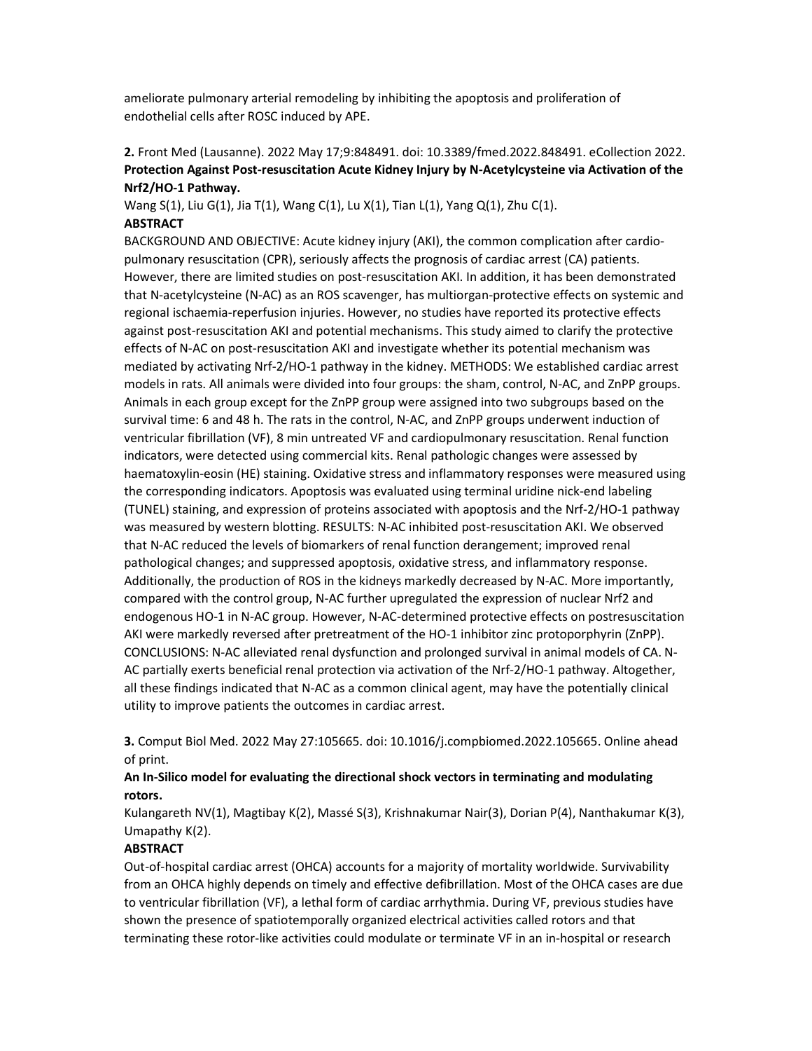ameliorate pulmonary arterial remodeling by inhibiting the apoptosis and proliferation of endothelial cells after ROSC induced by APE.

**2.** Front Med (Lausanne). 2022 May 17;9:848491. doi: 10.3389/fmed.2022.848491. eCollection 2022.
**Protection Against Post-resuscitation Acute Kidney Injury by N-Acetylcysteine via Activation of the Nrf2/HO-1 Pathway.**

Wang S(1), Liu G(1), Jia T(1), Wang C(1), Lu X(1), Tian L(1), Yang Q(1), Zhu C(1).

**ABSTRACT**

BACKGROUND AND OBJECTIVE: Acute kidney injury (AKI), the common complication after cardio-pulmonary resuscitation (CPR), seriously affects the prognosis of cardiac arrest (CA) patients. However, there are limited studies on post-resuscitation AKI. In addition, it has been demonstrated that N-acetylcysteine (N-AC) as an ROS scavenger, has multiorgan-protective effects on systemic and regional ischaemia-reperfusion injuries. However, no studies have reported its protective effects against post-resuscitation AKI and potential mechanisms. This study aimed to clarify the protective effects of N-AC on post-resuscitation AKI and investigate whether its potential mechanism was mediated by activating Nrf-2/HO-1 pathway in the kidney. METHODS: We established cardiac arrest models in rats. All animals were divided into four groups: the sham, control, N-AC, and ZnPP groups. Animals in each group except for the ZnPP group were assigned into two subgroups based on the survival time: 6 and 48 h. The rats in the control, N-AC, and ZnPP groups underwent induction of ventricular fibrillation (VF), 8 min untreated VF and cardiopulmonary resuscitation. Renal function indicators, were detected using commercial kits. Renal pathologic changes were assessed by haematoxylin-eosin (HE) staining. Oxidative stress and inflammatory responses were measured using the corresponding indicators. Apoptosis was evaluated using terminal uridine nick-end labeling (TUNEL) staining, and expression of proteins associated with apoptosis and the Nrf-2/HO-1 pathway was measured by western blotting. RESULTS: N-AC inhibited post-resuscitation AKI. We observed that N-AC reduced the levels of biomarkers of renal function derangement; improved renal pathological changes; and suppressed apoptosis, oxidative stress, and inflammatory response. Additionally, the production of ROS in the kidneys markedly decreased by N-AC. More importantly, compared with the control group, N-AC further upregulated the expression of nuclear Nrf2 and endogenous HO-1 in N-AC group. However, N-AC-determined protective effects on postresuscitation AKI were markedly reversed after pretreatment of the HO-1 inhibitor zinc protoporphyrin (ZnPP). CONCLUSIONS: N-AC alleviated renal dysfunction and prolonged survival in animal models of CA. N-AC partially exerts beneficial renal protection via activation of the Nrf-2/HO-1 pathway. Altogether, all these findings indicated that N-AC as a common clinical agent, may have the potentially clinical utility to improve patients the outcomes in cardiac arrest.

**3.** Comput Biol Med. 2022 May 27:105665. doi: 10.1016/j.compbiomed.2022.105665. Online ahead of print.

**An In-Silico model for evaluating the directional shock vectors in terminating and modulating rotors.**

Kulangareth NV(1), Magtibay K(2), Massé S(3), Krishnakumar Nair(3), Dorian P(4), Nanthakumar K(3), Umapathy K(2).

**ABSTRACT**

Out-of-hospital cardiac arrest (OHCA) accounts for a majority of mortality worldwide. Survivability from an OHCA highly depends on timely and effective defibrillation. Most of the OHCA cases are due to ventricular fibrillation (VF), a lethal form of cardiac arrhythmia. During VF, previous studies have shown the presence of spatiotemporally organized electrical activities called rotors and that terminating these rotor-like activities could modulate or terminate VF in an in-hospital or research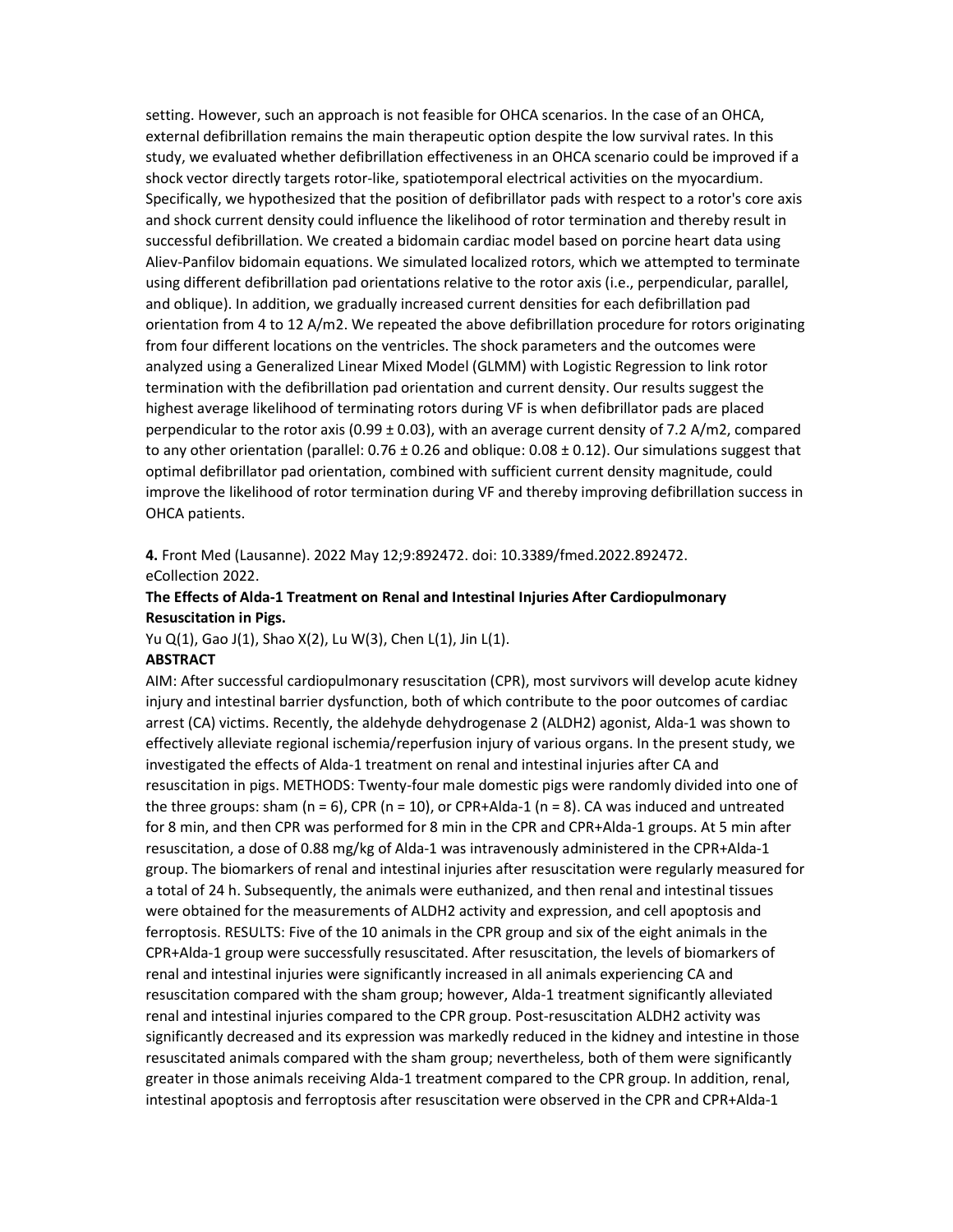setting. However, such an approach is not feasible for OHCA scenarios. In the case of an OHCA, external defibrillation remains the main therapeutic option despite the low survival rates. In this study, we evaluated whether defibrillation effectiveness in an OHCA scenario could be improved if a shock vector directly targets rotor-like, spatiotemporal electrical activities on the myocardium. Specifically, we hypothesized that the position of defibrillator pads with respect to a rotor's core axis and shock current density could influence the likelihood of rotor termination and thereby result in successful defibrillation. We created a bidomain cardiac model based on porcine heart data using Aliev-Panfilov bidomain equations. We simulated localized rotors, which we attempted to terminate using different defibrillation pad orientations relative to the rotor axis (i.e., perpendicular, parallel, and oblique). In addition, we gradually increased current densities for each defibrillation pad orientation from 4 to 12 A/m2. We repeated the above defibrillation procedure for rotors originating from four different locations on the ventricles. The shock parameters and the outcomes were analyzed using a Generalized Linear Mixed Model (GLMM) with Logistic Regression to link rotor termination with the defibrillation pad orientation and current density. Our results suggest the highest average likelihood of terminating rotors during VF is when defibrillator pads are placed perpendicular to the rotor axis (0.99 ± 0.03), with an average current density of 7.2 A/m2, compared to any other orientation (parallel: 0.76 ± 0.26 and oblique: 0.08 ± 0.12). Our simulations suggest that optimal defibrillator pad orientation, combined with sufficient current density magnitude, could improve the likelihood of rotor termination during VF and thereby improving defibrillation success in OHCA patients.

**4.** Front Med (Lausanne). 2022 May 12;9:892472. doi: 10.3389/fmed.2022.892472. eCollection 2022.

**The Effects of Alda-1 Treatment on Renal and Intestinal Injuries After Cardiopulmonary Resuscitation in Pigs.**

Yu Q(1), Gao J(1), Shao X(2), Lu W(3), Chen L(1), Jin L(1).

**ABSTRACT**

AIM: After successful cardiopulmonary resuscitation (CPR), most survivors will develop acute kidney injury and intestinal barrier dysfunction, both of which contribute to the poor outcomes of cardiac arrest (CA) victims. Recently, the aldehyde dehydrogenase 2 (ALDH2) agonist, Alda-1 was shown to effectively alleviate regional ischemia/reperfusion injury of various organs. In the present study, we investigated the effects of Alda-1 treatment on renal and intestinal injuries after CA and resuscitation in pigs. METHODS: Twenty-four male domestic pigs were randomly divided into one of the three groups: sham (n = 6), CPR (n = 10), or CPR+Alda-1 (n = 8). CA was induced and untreated for 8 min, and then CPR was performed for 8 min in the CPR and CPR+Alda-1 groups. At 5 min after resuscitation, a dose of 0.88 mg/kg of Alda-1 was intravenously administered in the CPR+Alda-1 group. The biomarkers of renal and intestinal injuries after resuscitation were regularly measured for a total of 24 h. Subsequently, the animals were euthanized, and then renal and intestinal tissues were obtained for the measurements of ALDH2 activity and expression, and cell apoptosis and ferroptosis. RESULTS: Five of the 10 animals in the CPR group and six of the eight animals in the CPR+Alda-1 group were successfully resuscitated. After resuscitation, the levels of biomarkers of renal and intestinal injuries were significantly increased in all animals experiencing CA and resuscitation compared with the sham group; however, Alda-1 treatment significantly alleviated renal and intestinal injuries compared to the CPR group. Post-resuscitation ALDH2 activity was significantly decreased and its expression was markedly reduced in the kidney and intestine in those resuscitated animals compared with the sham group; nevertheless, both of them were significantly greater in those animals receiving Alda-1 treatment compared to the CPR group. In addition, renal, intestinal apoptosis and ferroptosis after resuscitation were observed in the CPR and CPR+Alda-1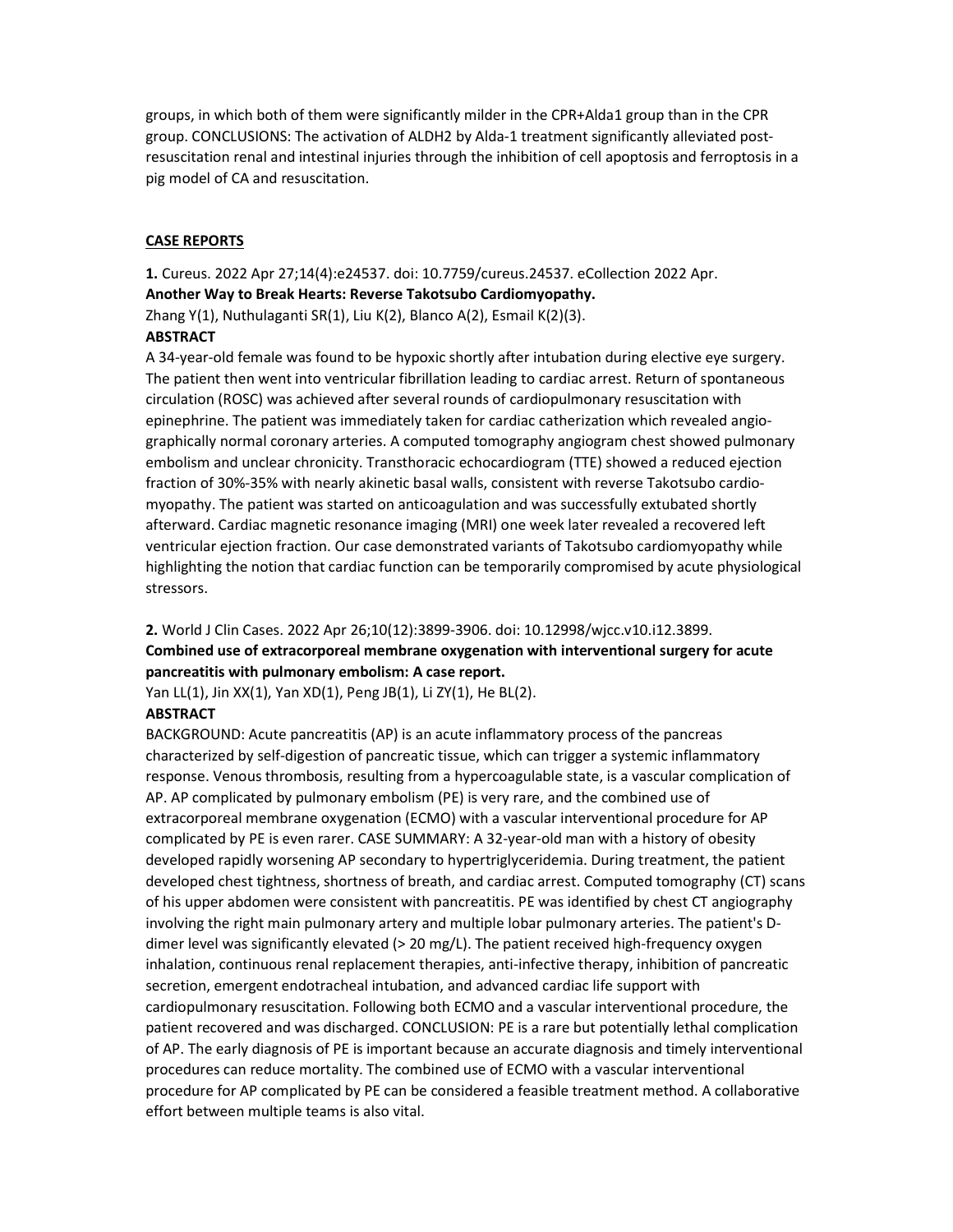groups, in which both of them were significantly milder in the CPR+Alda1 group than in the CPR group. CONCLUSIONS: The activation of ALDH2 by Alda-1 treatment significantly alleviated post-resuscitation renal and intestinal injuries through the inhibition of cell apoptosis and ferroptosis in a pig model of CA and resuscitation.

## CASE REPORTS

**1.** Cureus. 2022 Apr 27;14(4):e24537. doi: 10.7759/cureus.24537. eCollection 2022 Apr.

**Another Way to Break Hearts: Reverse Takotsubo Cardiomyopathy.**

Zhang Y(1), Nuthulaganti SR(1), Liu K(2), Blanco A(2), Esmail K(2)(3).

**ABSTRACT**

A 34-year-old female was found to be hypoxic shortly after intubation during elective eye surgery. The patient then went into ventricular fibrillation leading to cardiac arrest. Return of spontaneous circulation (ROSC) was achieved after several rounds of cardiopulmonary resuscitation with epinephrine. The patient was immediately taken for cardiac catherization which revealed angio-graphically normal coronary arteries. A computed tomography angiogram chest showed pulmonary embolism and unclear chronicity. Transthoracic echocardiogram (TTE) showed a reduced ejection fraction of 30%-35% with nearly akinetic basal walls, consistent with reverse Takotsubo cardio-myopathy. The patient was started on anticoagulation and was successfully extubated shortly afterward. Cardiac magnetic resonance imaging (MRI) one week later revealed a recovered left ventricular ejection fraction. Our case demonstrated variants of Takotsubo cardiomyopathy while highlighting the notion that cardiac function can be temporarily compromised by acute physiological stressors.

**2.** World J Clin Cases. 2022 Apr 26;10(12):3899-3906. doi: 10.12998/wjcc.v10.i12.3899.

**Combined use of extracorporeal membrane oxygenation with interventional surgery for acute pancreatitis with pulmonary embolism: A case report.**

Yan LL(1), Jin XX(1), Yan XD(1), Peng JB(1), Li ZY(1), He BL(2).

**ABSTRACT**

BACKGROUND: Acute pancreatitis (AP) is an acute inflammatory process of the pancreas characterized by self-digestion of pancreatic tissue, which can trigger a systemic inflammatory response. Venous thrombosis, resulting from a hypercoagulable state, is a vascular complication of AP. AP complicated by pulmonary embolism (PE) is very rare, and the combined use of extracorporeal membrane oxygenation (ECMO) with a vascular interventional procedure for AP complicated by PE is even rarer. CASE SUMMARY: A 32-year-old man with a history of obesity developed rapidly worsening AP secondary to hypertriglyceridemia. During treatment, the patient developed chest tightness, shortness of breath, and cardiac arrest. Computed tomography (CT) scans of his upper abdomen were consistent with pancreatitis. PE was identified by chest CT angiography involving the right main pulmonary artery and multiple lobar pulmonary arteries. The patient's D-dimer level was significantly elevated (> 20 mg/L). The patient received high-frequency oxygen inhalation, continuous renal replacement therapies, anti-infective therapy, inhibition of pancreatic secretion, emergent endotracheal intubation, and advanced cardiac life support with cardiopulmonary resuscitation. Following both ECMO and a vascular interventional procedure, the patient recovered and was discharged. CONCLUSION: PE is a rare but potentially lethal complication of AP. The early diagnosis of PE is important because an accurate diagnosis and timely interventional procedures can reduce mortality. The combined use of ECMO with a vascular interventional procedure for AP complicated by PE can be considered a feasible treatment method. A collaborative effort between multiple teams is also vital.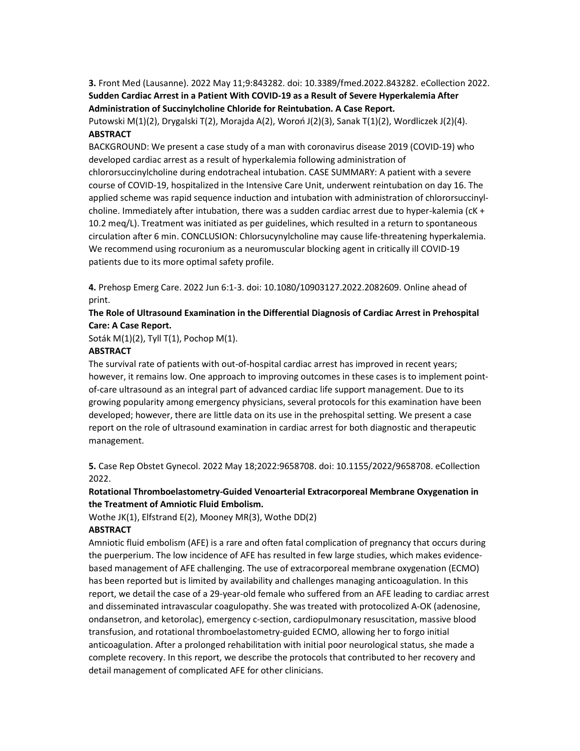**3.** Front Med (Lausanne). 2022 May 11;9:843282. doi: 10.3389/fmed.2022.843282. eCollection 2022.

**Sudden Cardiac Arrest in a Patient With COVID-19 as a Result of Severe Hyperkalemia After Administration of Succinylcholine Chloride for Reintubation. A Case Report.**

Putowski M(1)(2), Drygalski T(2), Morajda A(2), Woroń J(2)(3), Sanak T(1)(2), Wordliczek J(2)(4).

**ABSTRACT**

BACKGROUND: We present a case study of a man with coronavirus disease 2019 (COVID-19) who developed cardiac arrest as a result of hyperkalemia following administration of chlororsuccinylcholine during endotracheal intubation. CASE SUMMARY: A patient with a severe course of COVID-19, hospitalized in the Intensive Care Unit, underwent reintubation on day 16. The applied scheme was rapid sequence induction and intubation with administration of chlororsuccinyl-choline. Immediately after intubation, there was a sudden cardiac arrest due to hyper-kalemia (cK + 10.2 meq/L). Treatment was initiated as per guidelines, which resulted in a return to spontaneous circulation after 6 min. CONCLUSION: Chlorsucynylcholine may cause life-threatening hyperkalemia. We recommend using rocuronium as a neuromuscular blocking agent in critically ill COVID-19 patients due to its more optimal safety profile.

**4.** Prehosp Emerg Care. 2022 Jun 6:1-3. doi: 10.1080/10903127.2022.2082609. Online ahead of print.

**The Role of Ultrasound Examination in the Differential Diagnosis of Cardiac Arrest in Prehospital Care: A Case Report.**

Soták M(1)(2), Tyll T(1), Pochop M(1).

**ABSTRACT**

The survival rate of patients with out-of-hospital cardiac arrest has improved in recent years; however, it remains low. One approach to improving outcomes in these cases is to implement point-of-care ultrasound as an integral part of advanced cardiac life support management. Due to its growing popularity among emergency physicians, several protocols for this examination have been developed; however, there are little data on its use in the prehospital setting. We present a case report on the role of ultrasound examination in cardiac arrest for both diagnostic and therapeutic management.

**5.** Case Rep Obstet Gynecol. 2022 May 18;2022:9658708. doi: 10.1155/2022/9658708. eCollection 2022.

**Rotational Thromboelastometry-Guided Venoarterial Extracorporeal Membrane Oxygenation in the Treatment of Amniotic Fluid Embolism.**

Wothe JK(1), Elfstrand E(2), Mooney MR(3), Wothe DD(2)

**ABSTRACT**

Amniotic fluid embolism (AFE) is a rare and often fatal complication of pregnancy that occurs during the puerperium. The low incidence of AFE has resulted in few large studies, which makes evidence-based management of AFE challenging. The use of extracorporeal membrane oxygenation (ECMO) has been reported but is limited by availability and challenges managing anticoagulation. In this report, we detail the case of a 29-year-old female who suffered from an AFE leading to cardiac arrest and disseminated intravascular coagulopathy. She was treated with protocolized A-OK (adenosine, ondansetron, and ketorolac), emergency c-section, cardiopulmonary resuscitation, massive blood transfusion, and rotational thromboelastometry-guided ECMO, allowing her to forgo initial anticoagulation. After a prolonged rehabilitation with initial poor neurological status, she made a complete recovery. In this report, we describe the protocols that contributed to her recovery and detail management of complicated AFE for other clinicians.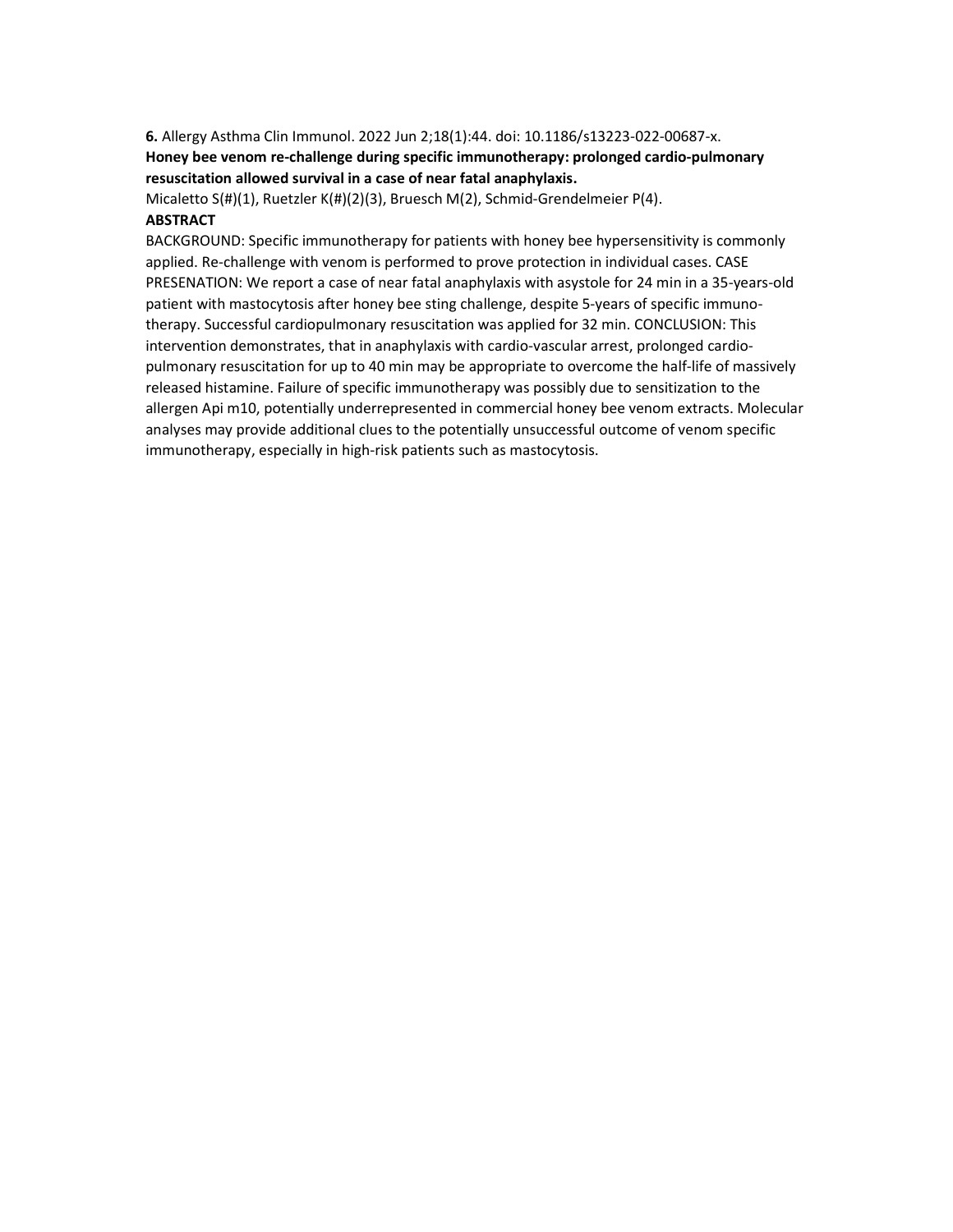**6.** Allergy Asthma Clin Immunol. 2022 Jun 2;18(1):44. doi: 10.1186/s13223-022-00687-x.

**Honey bee venom re-challenge during specific immunotherapy: prolonged cardio-pulmonary resuscitation allowed survival in a case of near fatal anaphylaxis.**

Micaletto S(#)(1), Ruetzler K(#)(2)(3), Bruesch M(2), Schmid-Grendelmeier P(4).

**ABSTRACT**

BACKGROUND: Specific immunotherapy for patients with honey bee hypersensitivity is commonly applied. Re-challenge with venom is performed to prove protection in individual cases. CASE PRESENATION: We report a case of near fatal anaphylaxis with asystole for 24 min in a 35-years-old patient with mastocytosis after honey bee sting challenge, despite 5-years of specific immunotherapy. Successful cardiopulmonary resuscitation was applied for 32 min. CONCLUSION: This intervention demonstrates, that in anaphylaxis with cardio-vascular arrest, prolonged cardio-pulmonary resuscitation for up to 40 min may be appropriate to overcome the half-life of massively released histamine. Failure of specific immunotherapy was possibly due to sensitization to the allergen Api m10, potentially underrepresented in commercial honey bee venom extracts. Molecular analyses may provide additional clues to the potentially unsuccessful outcome of venom specific immunotherapy, especially in high-risk patients such as mastocytosis.